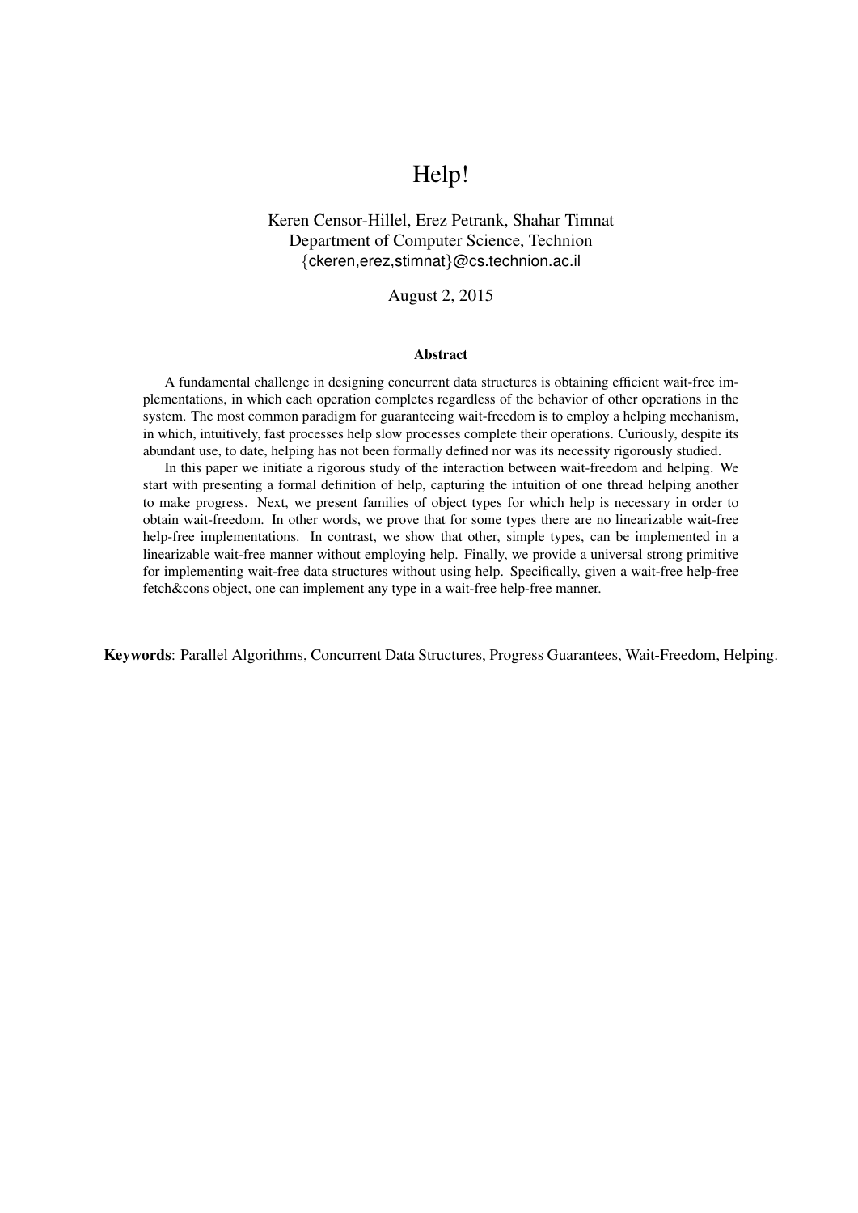# Help!

Keren Censor-Hillel, Erez Petrank, Shahar Timnat
Department of Computer Science, Technion
{ckeren,erez,stimnat}@cs.technion.ac.il

August 2, 2015

## Abstract

A fundamental challenge in designing concurrent data structures is obtaining efficient wait-free implementations, in which each operation completes regardless of the behavior of other operations in the system. The most common paradigm for guaranteeing wait-freedom is to employ a helping mechanism, in which, intuitively, fast processes help slow processes complete their operations. Curiously, despite its abundant use, to date, helping has not been formally defined nor was its necessity rigorously studied.

In this paper we initiate a rigorous study of the interaction between wait-freedom and helping. We start with presenting a formal definition of help, capturing the intuition of one thread helping another to make progress. Next, we present families of object types for which help is necessary in order to obtain wait-freedom. In other words, we prove that for some types there are no linearizable wait-free help-free implementations. In contrast, we show that other, simple types, can be implemented in a linearizable wait-free manner without employing help. Finally, we provide a universal strong primitive for implementing wait-free data structures without using help. Specifically, given a wait-free help-free fetch&cons object, one can implement any type in a wait-free help-free manner.

**Keywords**: Parallel Algorithms, Concurrent Data Structures, Progress Guarantees, Wait-Freedom, Helping.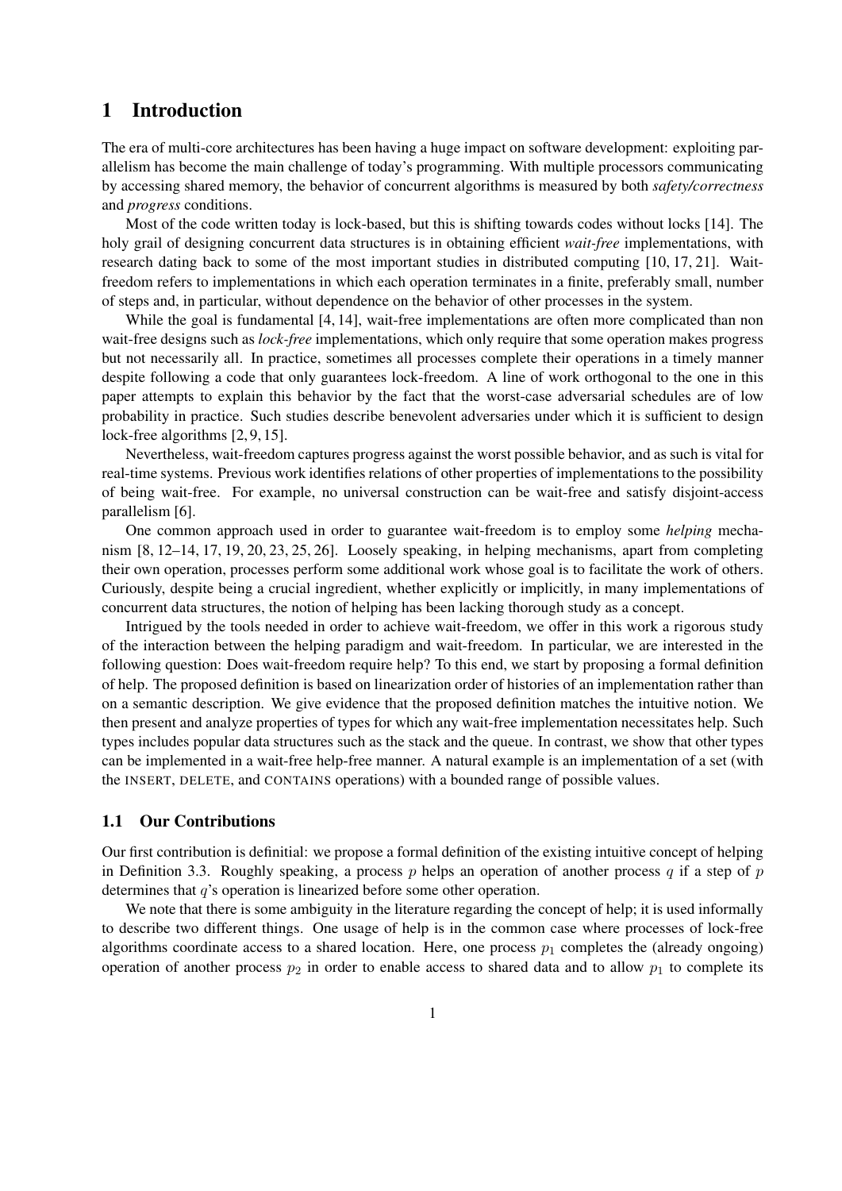# 1 Introduction

The era of multi-core architectures has been having a huge impact on software development: exploiting parallelism has become the main challenge of today's programming. With multiple processors communicating by accessing shared memory, the behavior of concurrent algorithms is measured by both *safety/correctness* and *progress* conditions.

Most of the code written today is lock-based, but this is shifting towards codes without locks [14]. The holy grail of designing concurrent data structures is in obtaining efficient *wait-free* implementations, with research dating back to some of the most important studies in distributed computing [10, 17, 21]. Wait-freedom refers to implementations in which each operation terminates in a finite, preferably small, number of steps and, in particular, without dependence on the behavior of other processes in the system.

While the goal is fundamental [4, 14], wait-free implementations are often more complicated than non wait-free designs such as *lock-free* implementations, which only require that some operation makes progress but not necessarily all. In practice, sometimes all processes complete their operations in a timely manner despite following a code that only guarantees lock-freedom. A line of work orthogonal to the one in this paper attempts to explain this behavior by the fact that the worst-case adversarial schedules are of low probability in practice. Such studies describe benevolent adversaries under which it is sufficient to design lock-free algorithms [2, 9, 15].

Nevertheless, wait-freedom captures progress against the worst possible behavior, and as such is vital for real-time systems. Previous work identifies relations of other properties of implementations to the possibility of being wait-free. For example, no universal construction can be wait-free and satisfy disjoint-access parallelism [6].

One common approach used in order to guarantee wait-freedom is to employ some *helping* mechanism [8, 12–14, 17, 19, 20, 23, 25, 26]. Loosely speaking, in helping mechanisms, apart from completing their own operation, processes perform some additional work whose goal is to facilitate the work of others. Curiously, despite being a crucial ingredient, whether explicitly or implicitly, in many implementations of concurrent data structures, the notion of helping has been lacking thorough study as a concept.

Intrigued by the tools needed in order to achieve wait-freedom, we offer in this work a rigorous study of the interaction between the helping paradigm and wait-freedom. In particular, we are interested in the following question: Does wait-freedom require help? To this end, we start by proposing a formal definition of help. The proposed definition is based on linearization order of histories of an implementation rather than on a semantic description. We give evidence that the proposed definition matches the intuitive notion. We then present and analyze properties of types for which any wait-free implementation necessitates help. Such types includes popular data structures such as the stack and the queue. In contrast, we show that other types can be implemented in a wait-free help-free manner. A natural example is an implementation of a set (with the INSERT, DELETE, and CONTAINS operations) with a bounded range of possible values.

## 1.1 Our Contributions

Our first contribution is definitial: we propose a formal definition of the existing intuitive concept of helping in Definition 3.3. Roughly speaking, a process $p$ helps an operation of another process $q$ if a step of $p$ determines that $q$'s operation is linearized before some other operation.

We note that there is some ambiguity in the literature regarding the concept of help; it is used informally to describe two different things. One usage of help is in the common case where processes of lock-free algorithms coordinate access to a shared location. Here, one process $p_1$ completes the (already ongoing) operation of another process $p_2$ in order to enable access to shared data and to allow $p_1$ to complete its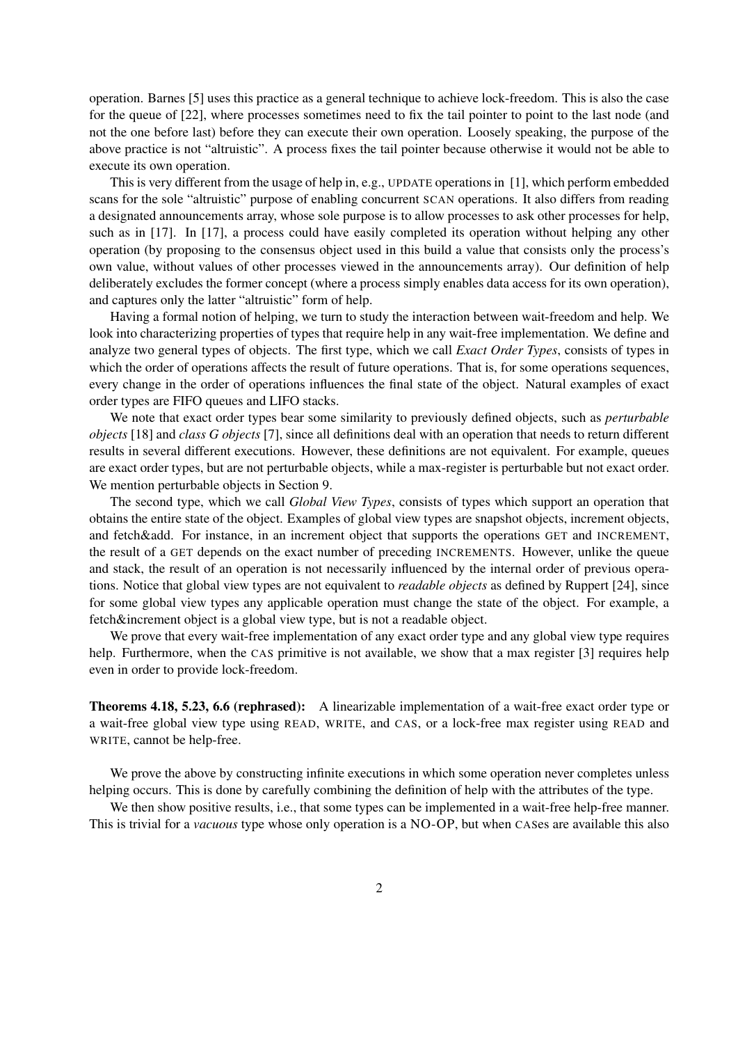operation. Barnes [5] uses this practice as a general technique to achieve lock-freedom. This is also the case for the queue of [22], where processes sometimes need to fix the tail pointer to point to the last node (and not the one before last) before they can execute their own operation. Loosely speaking, the purpose of the above practice is not "altruistic". A process fixes the tail pointer because otherwise it would not be able to execute its own operation.

This is very different from the usage of help in, e.g., UPDATE operations in [1], which perform embedded scans for the sole "altruistic" purpose of enabling concurrent SCAN operations. It also differs from reading a designated announcements array, whose sole purpose is to allow processes to ask other processes for help, such as in [17]. In [17], a process could have easily completed its operation without helping any other operation (by proposing to the consensus object used in this build a value that consists only the process's own value, without values of other processes viewed in the announcements array). Our definition of help deliberately excludes the former concept (where a process simply enables data access for its own operation), and captures only the latter "altruistic" form of help.

Having a formal notion of helping, we turn to study the interaction between wait-freedom and help. We look into characterizing properties of types that require help in any wait-free implementation. We define and analyze two general types of objects. The first type, which we call *Exact Order Types*, consists of types in which the order of operations affects the result of future operations. That is, for some operations sequences, every change in the order of operations influences the final state of the object. Natural examples of exact order types are FIFO queues and LIFO stacks.

We note that exact order types bear some similarity to previously defined objects, such as *perturbable objects* [18] and *class G objects* [7], since all definitions deal with an operation that needs to return different results in several different executions. However, these definitions are not equivalent. For example, queues are exact order types, but are not perturbable objects, while a max-register is perturbable but not exact order. We mention perturbable objects in Section 9.

The second type, which we call *Global View Types*, consists of types which support an operation that obtains the entire state of the object. Examples of global view types are snapshot objects, increment objects, and fetch&add. For instance, in an increment object that supports the operations GET and INCREMENT, the result of a GET depends on the exact number of preceding INCREMENTS. However, unlike the queue and stack, the result of an operation is not necessarily influenced by the internal order of previous operations. Notice that global view types are not equivalent to *readable objects* as defined by Ruppert [24], since for some global view types any applicable operation must change the state of the object. For example, a fetch&increment object is a global view type, but is not a readable object.

We prove that every wait-free implementation of any exact order type and any global view type requires help. Furthermore, when the CAS primitive is not available, we show that a max register [3] requires help even in order to provide lock-freedom.

**Theorems 4.18, 5.23, 6.6 (rephrased):** A linearizable implementation of a wait-free exact order type or a wait-free global view type using READ, WRITE, and CAS, or a lock-free max register using READ and WRITE, cannot be help-free.

We prove the above by constructing infinite executions in which some operation never completes unless helping occurs. This is done by carefully combining the definition of help with the attributes of the type.

We then show positive results, i.e., that some types can be implemented in a wait-free help-free manner. This is trivial for a *vacuous* type whose only operation is a NO-OP, but when CASes are available this also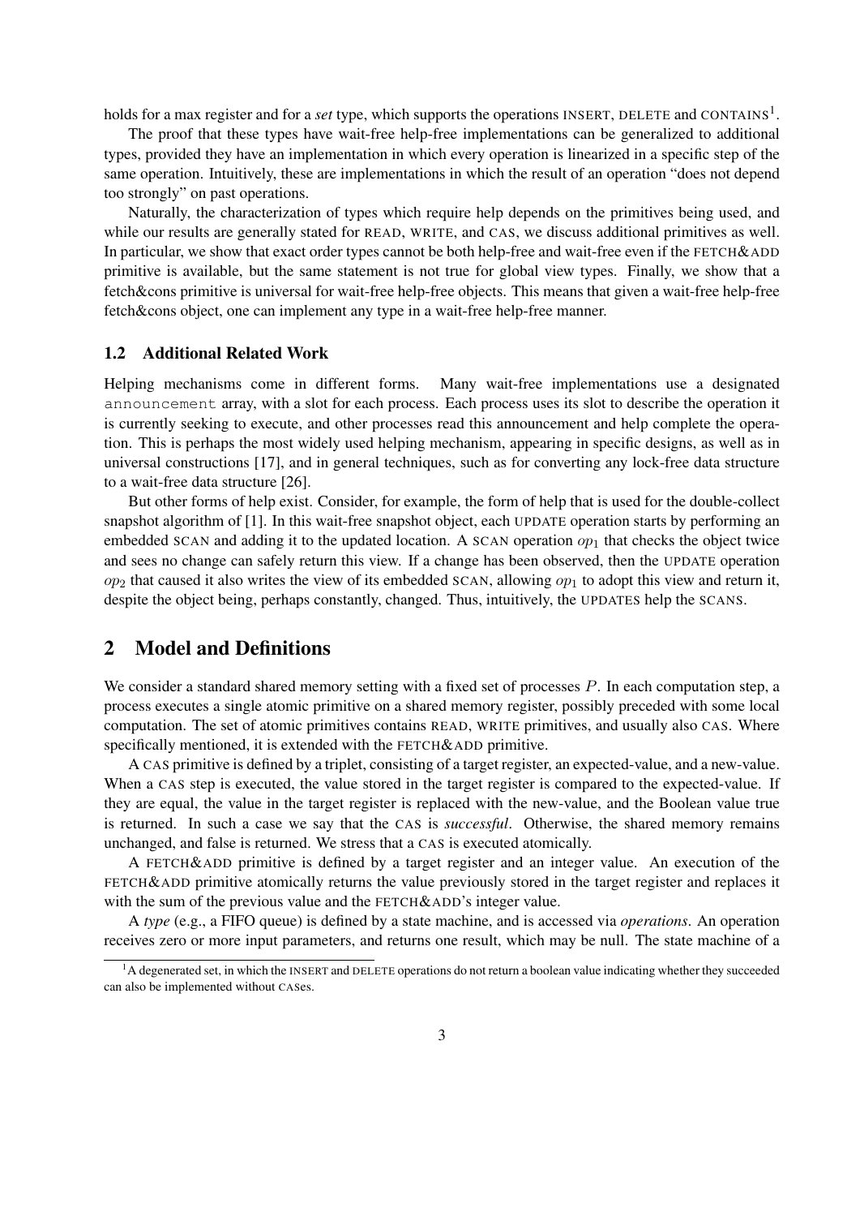holds for a max register and for a *set* type, which supports the operations INSERT, DELETE and CONTAINS[1].

The proof that these types have wait-free help-free implementations can be generalized to additional types, provided they have an implementation in which every operation is linearized in a specific step of the same operation. Intuitively, these are implementations in which the result of an operation "does not depend too strongly" on past operations.

Naturally, the characterization of types which require help depends on the primitives being used, and while our results are generally stated for READ, WRITE, and CAS, we discuss additional primitives as well. In particular, we show that exact order types cannot be both help-free and wait-free even if the FETCH&ADD primitive is available, but the same statement is not true for global view types. Finally, we show that a fetch&cons primitive is universal for wait-free help-free objects. This means that given a wait-free help-free fetch&cons object, one can implement any type in a wait-free help-free manner.

### 1.2 Additional Related Work

Helping mechanisms come in different forms. Many wait-free implementations use a designated `announcement` array, with a slot for each process. Each process uses its slot to describe the operation it is currently seeking to execute, and other processes read this announcement and help complete the operation. This is perhaps the most widely used helping mechanism, appearing in specific designs, as well as in universal constructions [17], and in general techniques, such as for converting any lock-free data structure to a wait-free data structure [26].

But other forms of help exist. Consider, for example, the form of help that is used for the double-collect snapshot algorithm of [1]. In this wait-free snapshot object, each UPDATE operation starts by performing an embedded SCAN and adding it to the updated location. A SCAN operation $op_1$ that checks the object twice and sees no change can safely return this view. If a change has been observed, then the UPDATE operation $op_2$ that caused it also writes the view of its embedded SCAN, allowing $op_1$ to adopt this view and return it, despite the object being, perhaps constantly, changed. Thus, intuitively, the UPDATES help the SCANS.

## 2 Model and Definitions

We consider a standard shared memory setting with a fixed set of processes $P$. In each computation step, a process executes a single atomic primitive on a shared memory register, possibly preceded with some local computation. The set of atomic primitives contains READ, WRITE primitives, and usually also CAS. Where specifically mentioned, it is extended with the FETCH&ADD primitive.

A CAS primitive is defined by a triplet, consisting of a target register, an expected-value, and a new-value. When a CAS step is executed, the value stored in the target register is compared to the expected-value. If they are equal, the value in the target register is replaced with the new-value, and the Boolean value true is returned. In such a case we say that the CAS is *successful*. Otherwise, the shared memory remains unchanged, and false is returned. We stress that a CAS is executed atomically.

A FETCH&ADD primitive is defined by a target register and an integer value. An execution of the FETCH&ADD primitive atomically returns the value previously stored in the target register and replaces it with the sum of the previous value and the FETCH&ADD's integer value.

A *type* (e.g., a FIFO queue) is defined by a state machine, and is accessed via *operations*. An operation receives zero or more input parameters, and returns one result, which may be null. The state machine of a

[1] A degenerated set, in which the INSERT and DELETE operations do not return a boolean value indicating whether they succeeded can also be implemented without CASes.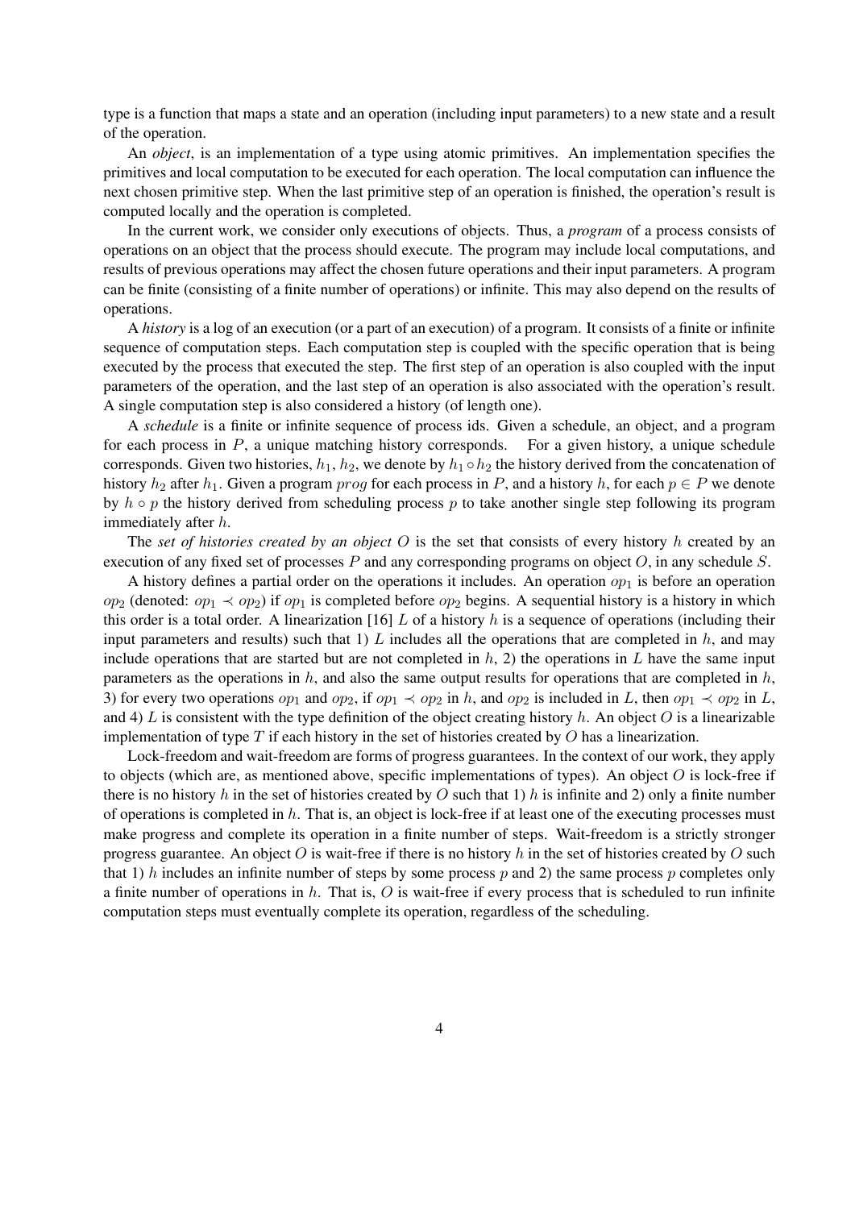type is a function that maps a state and an operation (including input parameters) to a new state and a result of the operation.

An *object*, is an implementation of a type using atomic primitives. An implementation specifies the primitives and local computation to be executed for each operation. The local computation can influence the next chosen primitive step. When the last primitive step of an operation is finished, the operation's result is computed locally and the operation is completed.

In the current work, we consider only executions of objects. Thus, a *program* of a process consists of operations on an object that the process should execute. The program may include local computations, and results of previous operations may affect the chosen future operations and their input parameters. A program can be finite (consisting of a finite number of operations) or infinite. This may also depend on the results of operations.

A *history* is a log of an execution (or a part of an execution) of a program. It consists of a finite or infinite sequence of computation steps. Each computation step is coupled with the specific operation that is being executed by the process that executed the step. The first step of an operation is also coupled with the input parameters of the operation, and the last step of an operation is also associated with the operation's result. A single computation step is also considered a history (of length one).

A *schedule* is a finite or infinite sequence of process ids. Given a schedule, an object, and a program for each process in $P$, a unique matching history corresponds. For a given history, a unique schedule corresponds. Given two histories, $h_1$, $h_2$, we denote by $h_1 \circ h_2$ the history derived from the concatenation of history $h_2$ after $h_1$. Given a program $prog$ for each process in $P$, and a history $h$, for each $p \in P$ we denote by $h \circ p$ the history derived from scheduling process $p$ to take another single step following its program immediately after $h$.

The *set of histories created by an object $O$* is the set that consists of every history $h$ created by an execution of any fixed set of processes $P$ and any corresponding programs on object $O$, in any schedule $S$.

A history defines a partial order on the operations it includes. An operation $op_1$ is before an operation $op_2$ (denoted: $op_1 \prec op_2$) if $op_1$ is completed before $op_2$ begins. A sequential history is a history in which this order is a total order. A linearization [16] $L$ of a history $h$ is a sequence of operations (including their input parameters and results) such that 1) $L$ includes all the operations that are completed in $h$, and may include operations that are started but are not completed in $h$, 2) the operations in $L$ have the same input parameters as the operations in $h$, and also the same output results for operations that are completed in $h$, 3) for every two operations $op_1$ and $op_2$, if $op_1 \prec op_2$ in $h$, and $op_2$ is included in $L$, then $op_1 \prec op_2$ in $L$, and 4) $L$ is consistent with the type definition of the object creating history $h$. An object $O$ is a linearizable implementation of type $T$ if each history in the set of histories created by $O$ has a linearization.

Lock-freedom and wait-freedom are forms of progress guarantees. In the context of our work, they apply to objects (which are, as mentioned above, specific implementations of types). An object $O$ is lock-free if there is no history $h$ in the set of histories created by $O$ such that 1) $h$ is infinite and 2) only a finite number of operations is completed in $h$. That is, an object is lock-free if at least one of the executing processes must make progress and complete its operation in a finite number of steps. Wait-freedom is a strictly stronger progress guarantee. An object $O$ is wait-free if there is no history $h$ in the set of histories created by $O$ such that 1) $h$ includes an infinite number of steps by some process $p$ and 2) the same process $p$ completes only a finite number of operations in $h$. That is, $O$ is wait-free if every process that is scheduled to run infinite computation steps must eventually complete its operation, regardless of the scheduling.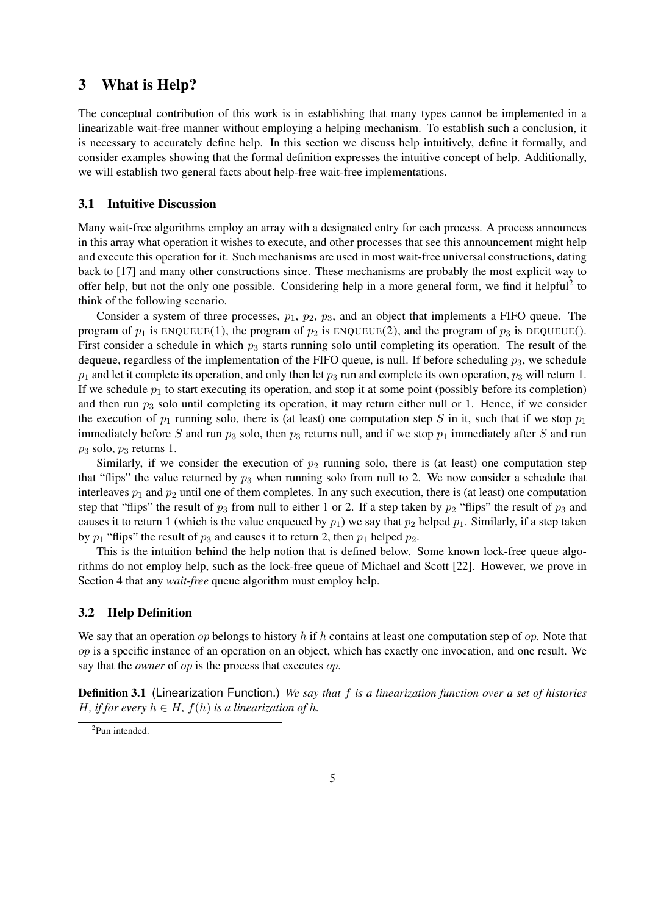# 3 What is Help?

The conceptual contribution of this work is in establishing that many types cannot be implemented in a linearizable wait-free manner without employing a helping mechanism. To establish such a conclusion, it is necessary to accurately define help. In this section we discuss help intuitively, define it formally, and consider examples showing that the formal definition expresses the intuitive concept of help. Additionally, we will establish two general facts about help-free wait-free implementations.

## 3.1 Intuitive Discussion

Many wait-free algorithms employ an array with a designated entry for each process. A process announces in this array what operation it wishes to execute, and other processes that see this announcement might help and execute this operation for it. Such mechanisms are used in most wait-free universal constructions, dating back to [17] and many other constructions since. These mechanisms are probably the most explicit way to offer help, but not the only one possible. Considering help in a more general form, we find it helpful[2] to think of the following scenario.

Consider a system of three processes, $p_1$, $p_2$, $p_3$, and an object that implements a FIFO queue. The program of $p_1$ is ENQUEUE(1), the program of $p_2$ is ENQUEUE(2), and the program of $p_3$ is DEQUEUE(). First consider a schedule in which $p_3$ starts running solo until completing its operation. The result of the dequeue, regardless of the implementation of the FIFO queue, is null. If before scheduling $p_3$, we schedule $p_1$ and let it complete its operation, and only then let $p_3$ run and complete its own operation, $p_3$ will return 1. If we schedule $p_1$ to start executing its operation, and stop it at some point (possibly before its completion) and then run $p_3$ solo until completing its operation, it may return either null or 1. Hence, if we consider the execution of $p_1$ running solo, there is (at least) one computation step $S$ in it, such that if we stop $p_1$ immediately before $S$ and run $p_3$ solo, then $p_3$ returns null, and if we stop $p_1$ immediately after $S$ and run $p_3$ solo, $p_3$ returns 1.

Similarly, if we consider the execution of $p_2$ running solo, there is (at least) one computation step that "flips" the value returned by $p_3$ when running solo from null to 2. We now consider a schedule that interleaves $p_1$ and $p_2$ until one of them completes. In any such execution, there is (at least) one computation step that "flips" the result of $p_3$ from null to either 1 or 2. If a step taken by $p_2$ "flips" the result of $p_3$ and causes it to return 1 (which is the value enqueued by $p_1$) we say that $p_2$ helped $p_1$. Similarly, if a step taken by $p_1$ "flips" the result of $p_3$ and causes it to return 2, then $p_1$ helped $p_2$.

This is the intuition behind the help notion that is defined below. Some known lock-free queue algorithms do not employ help, such as the lock-free queue of Michael and Scott [22]. However, we prove in Section 4 that any *wait-free* queue algorithm must employ help.

## 3.2 Help Definition

We say that an operation $op$ belongs to history $h$ if $h$ contains at least one computation step of $op$. Note that $op$ is a specific instance of an operation on an object, which has exactly one invocation, and one result. We say that the *owner* of $op$ is the process that executes $op$.

**Definition 3.1** (Linearization Function.) *We say that $f$ is a linearization function over a set of histories $H$, if for every $h \in H$, $f(h)$ is a linearization of $h$.*

[2] Pun intended.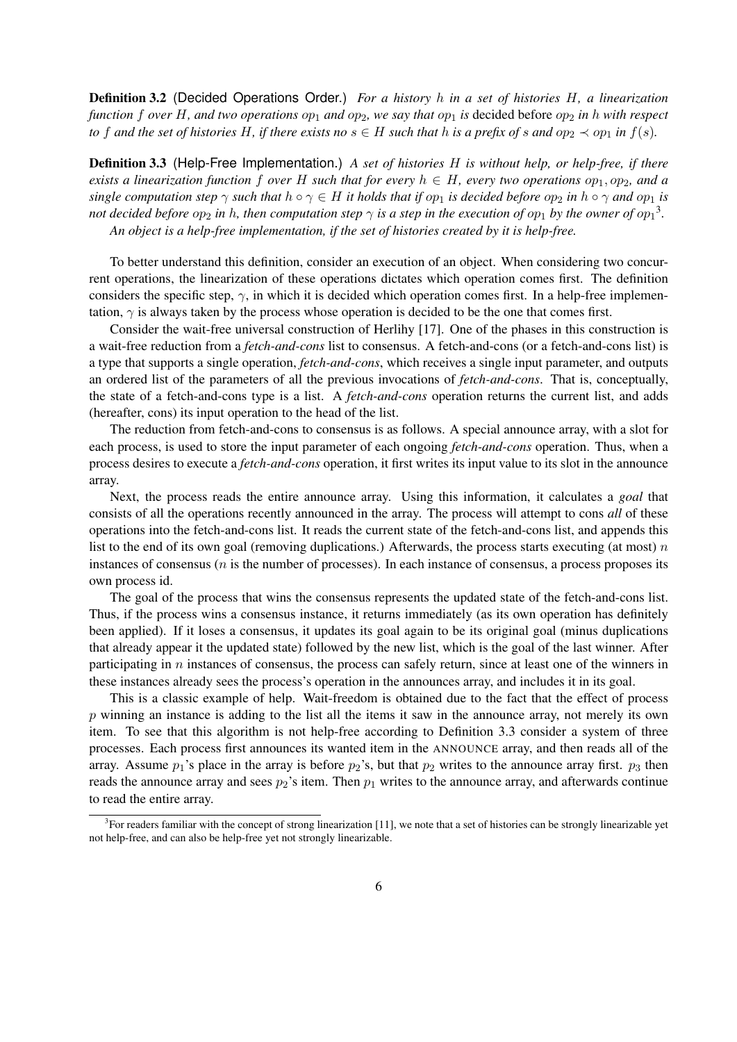**Definition 3.2** (Decided Operations Order.) *For a history $h$ in a set of histories $H$, a linearization function $f$ over $H$, and two operations $op_1$ and $op_2$, we say that $op_1$ is* decided before *$op_2$ in $h$ with respect to $f$ and the set of histories $H$, if there exists no $s \in H$ such that $h$ is a prefix of $s$ and $op_2 \prec op_1$ in $f(s)$.*

**Definition 3.3** (Help-Free Implementation.) *A set of histories $H$ is without help, or help-free, if there exists a linearization function $f$ over $H$ such that for every $h \in H$, every two operations $op_1, op_2$, and a single computation step $\gamma$ such that $h \circ \gamma \in H$ it holds that if $op_1$ is decided before $op_2$ in $h \circ \gamma$ and $op_1$ is not decided before $op_2$ in $h$, then computation step $\gamma$ is a step in the execution of $op_1$ by the owner of $op_1$*[3].

*An object is a help-free implementation, if the set of histories created by it is help-free.*

To better understand this definition, consider an execution of an object. When considering two concurrent operations, the linearization of these operations dictates which operation comes first. The definition considers the specific step, $\gamma$, in which it is decided which operation comes first. In a help-free implementation, $\gamma$ is always taken by the process whose operation is decided to be the one that comes first.

Consider the wait-free universal construction of Herlihy [17]. One of the phases in this construction is a wait-free reduction from a *fetch-and-cons* list to consensus. A fetch-and-cons (or a fetch-and-cons list) is a type that supports a single operation, *fetch-and-cons*, which receives a single input parameter, and outputs an ordered list of the parameters of all the previous invocations of *fetch-and-cons*. That is, conceptually, the state of a fetch-and-cons type is a list. A *fetch-and-cons* operation returns the current list, and adds (hereafter, cons) its input operation to the head of the list.

The reduction from fetch-and-cons to consensus is as follows. A special announce array, with a slot for each process, is used to store the input parameter of each ongoing *fetch-and-cons* operation. Thus, when a process desires to execute a *fetch-and-cons* operation, it first writes its input value to its slot in the announce array.

Next, the process reads the entire announce array. Using this information, it calculates a *goal* that consists of all the operations recently announced in the array. The process will attempt to cons *all* of these operations into the fetch-and-cons list. It reads the current state of the fetch-and-cons list, and appends this list to the end of its own goal (removing duplications.) Afterwards, the process starts executing (at most) $n$ instances of consensus ($n$ is the number of processes). In each instance of consensus, a process proposes its own process id.

The goal of the process that wins the consensus represents the updated state of the fetch-and-cons list. Thus, if the process wins a consensus instance, it returns immediately (as its own operation has definitely been applied). If it loses a consensus, it updates its goal again to be its original goal (minus duplications that already appear it the updated state) followed by the new list, which is the goal of the last winner. After participating in $n$ instances of consensus, the process can safely return, since at least one of the winners in these instances already sees the process's operation in the announces array, and includes it in its goal.

This is a classic example of help. Wait-freedom is obtained due to the fact that the effect of process $p$ winning an instance is adding to the list all the items it saw in the announce array, not merely its own item. To see that this algorithm is not help-free according to Definition 3.3 consider a system of three processes. Each process first announces its wanted item in the ANNOUNCE array, and then reads all of the array. Assume $p_1$'s place in the array is before $p_2$'s, but that $p_2$ writes to the announce array first. $p_3$ then reads the announce array and sees $p_2$'s item. Then $p_1$ writes to the announce array, and afterwards continue to read the entire array.

[3] For readers familiar with the concept of strong linearization [11], we note that a set of histories can be strongly linearizable yet not help-free, and can also be help-free yet not strongly linearizable.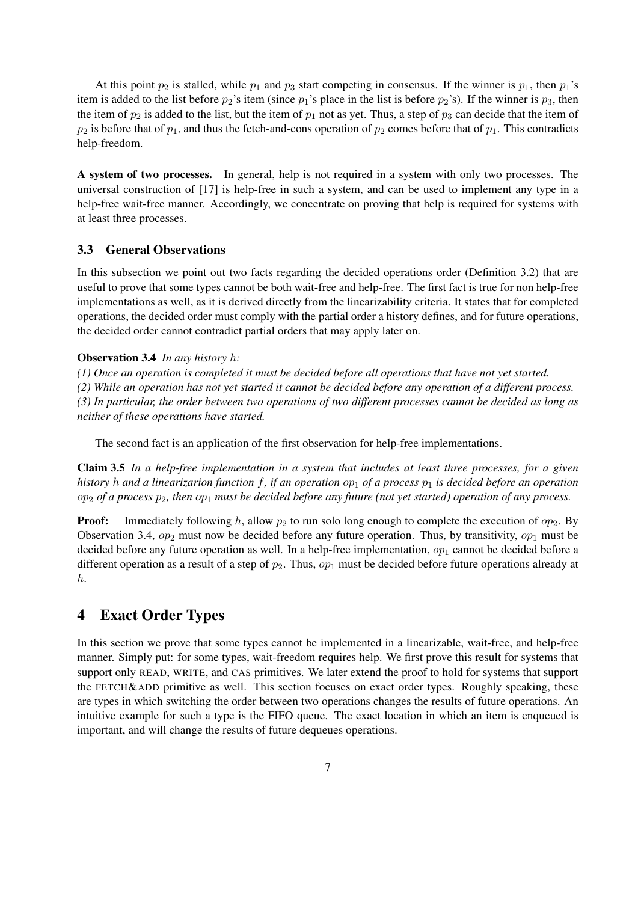At this point $p_2$ is stalled, while $p_1$ and $p_3$ start competing in consensus. If the winner is $p_1$, then $p_1$'s item is added to the list before $p_2$'s item (since $p_1$'s place in the list is before $p_2$'s). If the winner is $p_3$, then the item of $p_2$ is added to the list, but the item of $p_1$ not as yet. Thus, a step of $p_3$ can decide that the item of $p_2$ is before that of $p_1$, and thus the fetch-and-cons operation of $p_2$ comes before that of $p_1$. This contradicts help-freedom.

**A system of two processes.** In general, help is not required in a system with only two processes. The universal construction of [17] is help-free in such a system, and can be used to implement any type in a help-free wait-free manner. Accordingly, we concentrate on proving that help is required for systems with at least three processes.

### 3.3 General Observations

In this subsection we point out two facts regarding the decided operations order (Definition 3.2) that are useful to prove that some types cannot be both wait-free and help-free. The first fact is true for non help-free implementations as well, as it is derived directly from the linearizability criteria. It states that for completed operations, the decided order must comply with the partial order a history defines, and for future operations, the decided order cannot contradict partial orders that may apply later on.

**Observation 3.4** *In any history $h$:*
*(1) Once an operation is completed it must be decided before all operations that have not yet started.*
*(2) While an operation has not yet started it cannot be decided before any operation of a different process.*
*(3) In particular, the order between two operations of two different processes cannot be decided as long as neither of these operations have started.*

The second fact is an application of the first observation for help-free implementations.

**Claim 3.5** *In a help-free implementation in a system that includes at least three processes, for a given history $h$ and a linearizarion function $f$, if an operation $op_1$ of a process $p_1$ is decided before an operation $op_2$ of a process $p_2$, then $op_1$ must be decided before any future (not yet started) operation of any process.*

**Proof:** Immediately following $h$, allow $p_2$ to run solo long enough to complete the execution of $op_2$. By Observation 3.4, $op_2$ must now be decided before any future operation. Thus, by transitivity, $op_1$ must be decided before any future operation as well. In a help-free implementation, $op_1$ cannot be decided before a different operation as a result of a step of $p_2$. Thus, $op_1$ must be decided before future operations already at $h$.

## 4 Exact Order Types

In this section we prove that some types cannot be implemented in a linearizable, wait-free, and help-free manner. Simply put: for some types, wait-freedom requires help. We first prove this result for systems that support only READ, WRITE, and CAS primitives. We later extend the proof to hold for systems that support the FETCH&ADD primitive as well. This section focuses on exact order types. Roughly speaking, these are types in which switching the order between two operations changes the results of future operations. An intuitive example for such a type is the FIFO queue. The exact location in which an item is enqueued is important, and will change the results of future dequeues operations.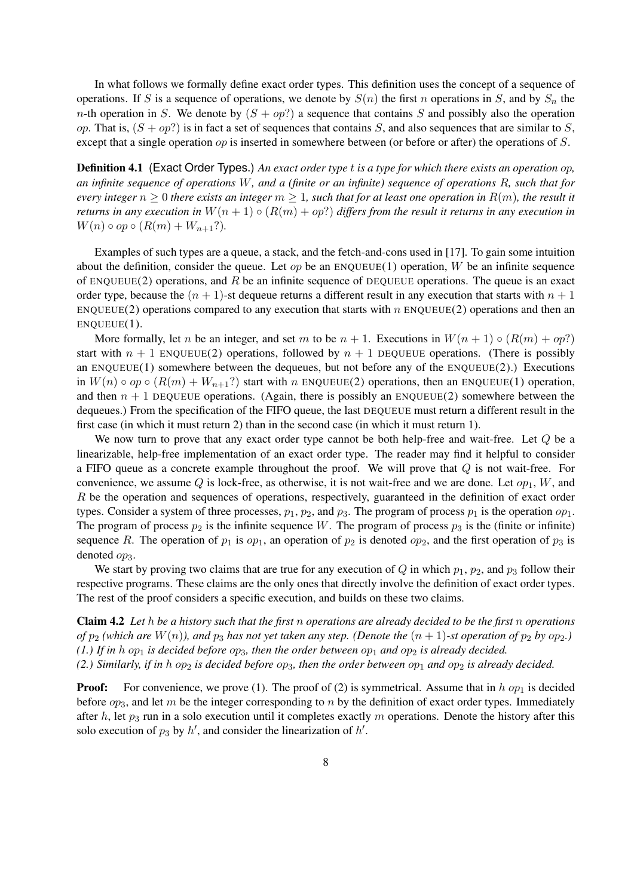In what follows we formally define exact order types. This definition uses the concept of a sequence of operations. If $S$ is a sequence of operations, we denote by $S(n)$ the first $n$ operations in $S$, and by $S_n$ the $n$-th operation in $S$. We denote by $(S + op?)$ a sequence that contains $S$ and possibly also the operation $op$. That is, $(S + op?)$ is in fact a set of sequences that contains $S$, and also sequences that are similar to $S$, except that a single operation $op$ is inserted in somewhere between (or before or after) the operations of $S$.

**Definition 4.1** (Exact Order Types.) *An exact order type $t$ is a type for which there exists an operation $op$, an infinite sequence of operations $W$, and a (finite or an infinite) sequence of operations $R$, such that for every integer $n \geq 0$ there exists an integer $m \geq 1$, such that for at least one operation in $R(m)$, the result it returns in any execution in $W(n+1) \circ (R(m) + op?)$ differs from the result it returns in any execution in $W(n) \circ op \circ (R(m) + W_{n+1}?)$.*

Examples of such types are a queue, a stack, and the fetch-and-cons used in [17]. To gain some intuition about the definition, consider the queue. Let $op$ be an ENQUEUE(1) operation, $W$ be an infinite sequence of ENQUEUE(2) operations, and $R$ be an infinite sequence of DEQUEUE operations. The queue is an exact order type, because the $(n+1)$-st dequeue returns a different result in any execution that starts with $n+1$ ENQUEUE(2) operations compared to any execution that starts with $n$ ENQUEUE(2) operations and then an ENQUEUE(1).

More formally, let $n$ be an integer, and set $m$ to be $n+1$. Executions in $W(n+1) \circ (R(m) + op?)$ start with $n+1$ ENQUEUE(2) operations, followed by $n+1$ DEQUEUE operations. (There is possibly an ENQUEUE(1) somewhere between the dequeues, but not before any of the ENQUEUE(2).) Executions in $W(n) \circ op \circ (R(m) + W_{n+1}?)$ start with $n$ ENQUEUE(2) operations, then an ENQUEUE(1) operation, and then $n+1$ DEQUEUE operations. (Again, there is possibly an ENQUEUE(2) somewhere between the dequeues.) From the specification of the FIFO queue, the last DEQUEUE must return a different result in the first case (in which it must return 2) than in the second case (in which it must return 1).

We now turn to prove that any exact order type cannot be both help-free and wait-free. Let $Q$ be a linearizable, help-free implementation of an exact order type. The reader may find it helpful to consider a FIFO queue as a concrete example throughout the proof. We will prove that $Q$ is not wait-free. For convenience, we assume $Q$ is lock-free, as otherwise, it is not wait-free and we are done. Let $op_1$, $W$, and $R$ be the operation and sequences of operations, respectively, guaranteed in the definition of exact order types. Consider a system of three processes, $p_1$, $p_2$, and $p_3$. The program of process $p_1$ is the operation $op_1$. The program of process $p_2$ is the infinite sequence $W$. The program of process $p_3$ is the (finite or infinite) sequence $R$. The operation of $p_1$ is $op_1$, an operation of $p_2$ is denoted $op_2$, and the first operation of $p_3$ is denoted $op_3$.

We start by proving two claims that are true for any execution of $Q$ in which $p_1$, $p_2$, and $p_3$ follow their respective programs. These claims are the only ones that directly involve the definition of exact order types. The rest of the proof considers a specific execution, and builds on these two claims.

**Claim 4.2** *Let $h$ be a history such that the first $n$ operations are already decided to be the first $n$ operations of $p_2$ (which are $W(n)$), and $p_3$ has not yet taken any step. (Denote the $(n+1)$-st operation of $p_2$ by $op_2$.)*
*(1.) If in $h$ $op_1$ is decided before $op_3$, then the order between $op_1$ and $op_2$ is already decided.*
*(2.) Similarly, if in $h$ $op_2$ is decided before $op_3$, then the order between $op_1$ and $op_2$ is already decided.*

**Proof:** For convenience, we prove (1). The proof of (2) is symmetrical. Assume that in $h$ $op_1$ is decided before $op_3$, and let $m$ be the integer corresponding to $n$ by the definition of exact order types. Immediately after $h$, let $p_3$ run in a solo execution until it completes exactly $m$ operations. Denote the history after this solo execution of $p_3$ by $h'$, and consider the linearization of $h'$.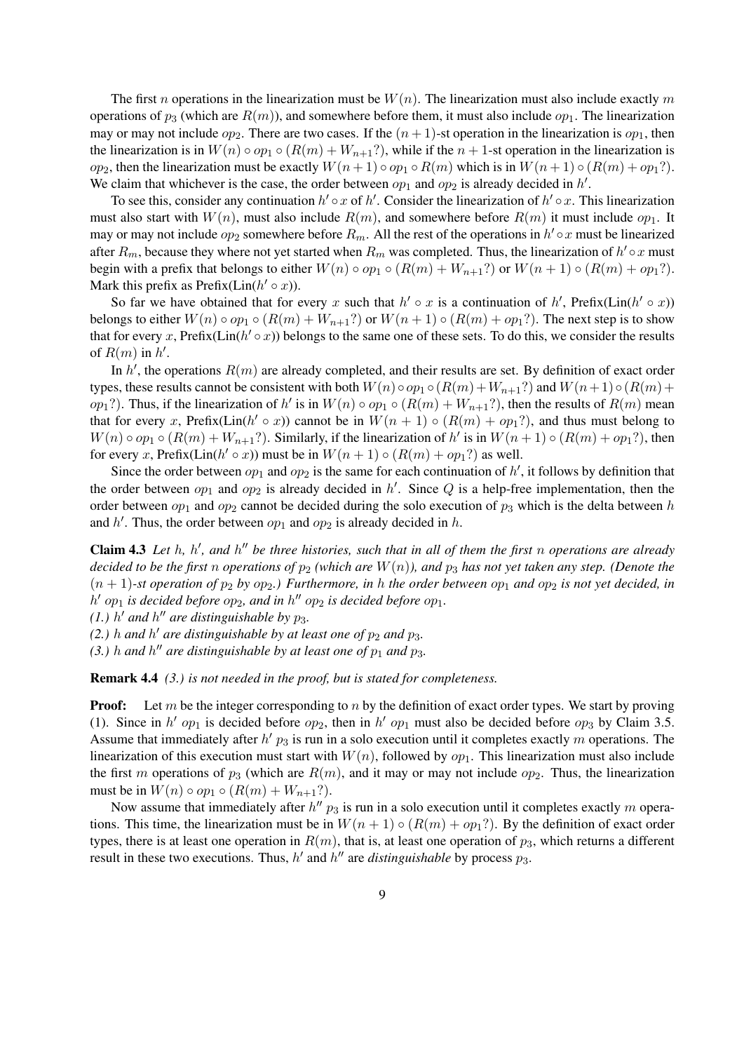The first $n$ operations in the linearization must be $W(n)$. The linearization must also include exactly $m$ operations of $p_3$ (which are $R(m)$), and somewhere before them, it must also include $op_1$. The linearization may or may not include $op_2$. There are two cases. If the $(n+1)$-st operation in the linearization is $op_1$, then the linearization is in $W(n) \circ op_1 \circ (R(m) + W_{n+1}?)$, while if the $n+1$-st operation in the linearization is $op_2$, then the linearization must be exactly $W(n+1) \circ op_1 \circ R(m)$ which is in $W(n+1) \circ (R(m) + op_1?)$. We claim that whichever is the case, the order between $op_1$ and $op_2$ is already decided in $h'$.

To see this, consider any continuation $h' \circ x$ of $h'$. Consider the linearization of $h' \circ x$. This linearization must also start with $W(n)$, must also include $R(m)$, and somewhere before $R(m)$ it must include $op_1$. It may or may not include $op_2$ somewhere before $R_m$. All the rest of the operations in $h' \circ x$ must be linearized after $R_m$, because they where not yet started when $R_m$ was completed. Thus, the linearization of $h' \circ x$ must begin with a prefix that belongs to either $W(n) \circ op_1 \circ (R(m) + W_{n+1}?)$ or $W(n+1) \circ (R(m) + op_1?)$. Mark this prefix as Prefix(Lin($h' \circ x$)).

So far we have obtained that for every $x$ such that $h' \circ x$ is a continuation of $h'$, Prefix(Lin($h' \circ x$)) belongs to either $W(n) \circ op_1 \circ (R(m) + W_{n+1}?)$ or $W(n+1) \circ (R(m) + op_1?)$. The next step is to show that for every $x$, Prefix(Lin($h' \circ x$)) belongs to the same one of these sets. To do this, we consider the results of $R(m)$ in $h'$.

In $h'$, the operations $R(m)$ are already completed, and their results are set. By definition of exact order types, these results cannot be consistent with both $W(n) \circ op_1 \circ (R(m) + W_{n+1}?)$ and $W(n+1) \circ (R(m) + op_1?)$. Thus, if the linearization of $h'$ is in $W(n) \circ op_1 \circ (R(m) + W_{n+1}?)$, then the results of $R(m)$ mean that for every $x$, Prefix(Lin($h' \circ x$)) cannot be in $W(n+1) \circ (R(m) + op_1?)$, and thus must belong to $W(n) \circ op_1 \circ (R(m) + W_{n+1}?)$. Similarly, if the linearization of $h'$ is in $W(n+1) \circ (R(m) + op_1?)$, then for every $x$, Prefix(Lin($h' \circ x$)) must be in $W(n+1) \circ (R(m) + op_1?)$ as well.

Since the order between $op_1$ and $op_2$ is the same for each continuation of $h'$, it follows by definition that the order between $op_1$ and $op_2$ is already decided in $h'$. Since $Q$ is a help-free implementation, then the order between $op_1$ and $op_2$ cannot be decided during the solo execution of $p_3$ which is the delta between $h$ and $h'$. Thus, the order between $op_1$ and $op_2$ is already decided in $h$.

**Claim 4.3** *Let $h$, $h'$, and $h''$ be three histories, such that in all of them the first $n$ operations are already decided to be the first $n$ operations of $p_2$ (which are $W(n)$), and $p_3$ has not yet taken any step. (Denote the $(n+1)$-st operation of $p_2$ by $op_2$.) Furthermore, in $h$ the order between $op_1$ and $op_2$ is not yet decided, in $h'$ $op_1$ is decided before $op_2$, and in $h''$ $op_2$ is decided before $op_1$.*
*(1.) $h'$ and $h''$ are distinguishable by $p_3$.*
*(2.) $h$ and $h'$ are distinguishable by at least one of $p_2$ and $p_3$.*
*(3.) $h$ and $h''$ are distinguishable by at least one of $p_1$ and $p_3$.*

**Remark 4.4** *(3.) is not needed in the proof, but is stated for completeness.*

**Proof:** Let $m$ be the integer corresponding to $n$ by the definition of exact order types. We start by proving (1). Since in $h'$ $op_1$ is decided before $op_2$, then in $h'$ $op_1$ must also be decided before $op_3$ by Claim 3.5. Assume that immediately after $h'$ $p_3$ is run in a solo execution until it completes exactly $m$ operations. The linearization of this execution must start with $W(n)$, followed by $op_1$. This linearization must also include the first $m$ operations of $p_3$ (which are $R(m)$, and it may or may not include $op_2$. Thus, the linearization must be in $W(n) \circ op_1 \circ (R(m) + W_{n+1}?)$.

Now assume that immediately after $h''$ $p_3$ is run in a solo execution until it completes exactly $m$ operations. This time, the linearization must be in $W(n+1) \circ (R(m) + op_1?)$. By the definition of exact order types, there is at least one operation in $R(m)$, that is, at least one operation of $p_3$, which returns a different result in these two executions. Thus, $h'$ and $h''$ are *distinguishable* by process $p_3$.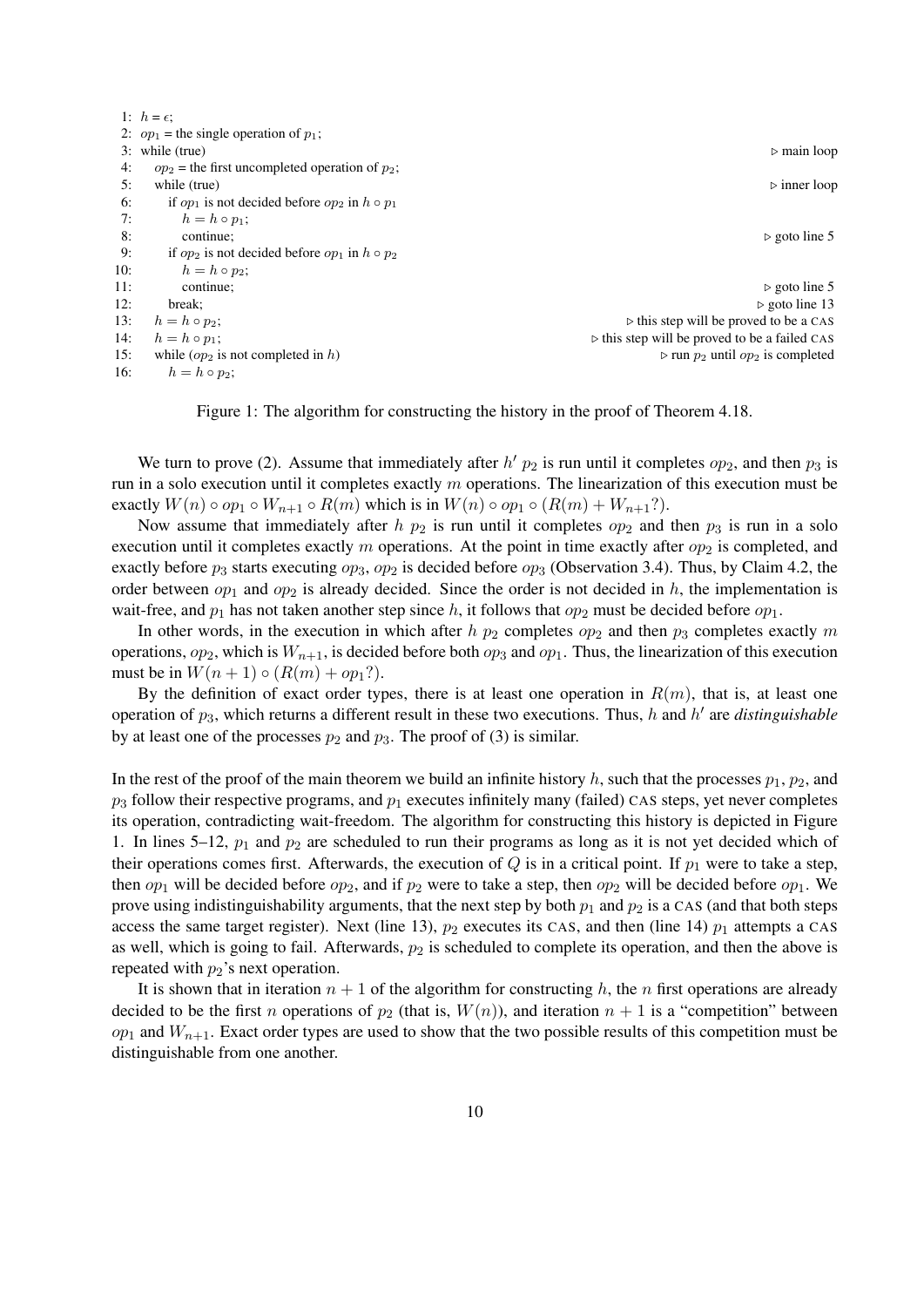```
1:  h = ϵ;
2:  op_1 = the single operation of p_1;
3:  while (true)                                              ▷ main loop
4:      op_2 = the first uncompleted operation of p_2;
5:      while (true)                                          ▷ inner loop
6:          if op_1 is not decided before op_2 in h ∘ p_1
7:              h = h ∘ p_1;
8:              continue;                                     ▷ goto line 5
9:          if op_2 is not decided before op_1 in h ∘ p_2
10:             h = h ∘ p_2;
11:             continue;                                     ▷ goto line 5
12:         break;                                            ▷ goto line 13
13:     h = h ∘ p_2;                          ▷ this step will be proved to be a CAS
14:     h = h ∘ p_1;                    ▷ this step will be proved to be a failed CAS
15:     while (op_2 is not completed in h)        ▷ run p_2 until op_2 is completed
16:         h = h ∘ p_2;
```

Figure 1: The algorithm for constructing the history in the proof of Theorem 4.18.

We turn to prove (2). Assume that immediately after $h'$ $p_2$ is run until it completes $op_2$, and then $p_3$ is run in a solo execution until it completes exactly $m$ operations. The linearization of this execution must be exactly $W(n) \circ op_1 \circ W_{n+1} \circ R(m)$ which is in $W(n) \circ op_1 \circ (R(m) + W_{n+1}?)$.

Now assume that immediately after $h$ $p_2$ is run until it completes $op_2$ and then $p_3$ is run in a solo execution until it completes exactly $m$ operations. At the point in time exactly after $op_2$ is completed, and exactly before $p_3$ starts executing $op_3$, $op_2$ is decided before $op_3$ (Observation 3.4). Thus, by Claim 4.2, the order between $op_1$ and $op_2$ is already decided. Since the order is not decided in $h$, the implementation is wait-free, and $p_1$ has not taken another step since $h$, it follows that $op_2$ must be decided before $op_1$.

In other words, in the execution in which after $h$ $p_2$ completes $op_2$ and then $p_3$ completes exactly $m$ operations, $op_2$, which is $W_{n+1}$, is decided before both $op_3$ and $op_1$. Thus, the linearization of this execution must be in $W(n+1) \circ (R(m) + op_1?)$.

By the definition of exact order types, there is at least one operation in $R(m)$, that is, at least one operation of $p_3$, which returns a different result in these two executions. Thus, $h$ and $h'$ are *distinguishable* by at least one of the processes $p_2$ and $p_3$. The proof of (3) is similar.

In the rest of the proof of the main theorem we build an infinite history $h$, such that the processes $p_1$, $p_2$, and $p_3$ follow their respective programs, and $p_1$ executes infinitely many (failed) CAS steps, yet never completes its operation, contradicting wait-freedom. The algorithm for constructing this history is depicted in Figure 1. In lines 5–12, $p_1$ and $p_2$ are scheduled to run their programs as long as it is not yet decided which of their operations comes first. Afterwards, the execution of $Q$ is in a critical point. If $p_1$ were to take a step, then $op_1$ will be decided before $op_2$, and if $p_2$ were to take a step, then $op_2$ will be decided before $op_1$. We prove using indistinguishability arguments, that the next step by both $p_1$ and $p_2$ is a CAS (and that both steps access the same target register). Next (line 13), $p_2$ executes its CAS, and then (line 14) $p_1$ attempts a CAS as well, which is going to fail. Afterwards, $p_2$ is scheduled to complete its operation, and then the above is repeated with $p_2$'s next operation.

It is shown that in iteration $n+1$ of the algorithm for constructing $h$, the $n$ first operations are already decided to be the first $n$ operations of $p_2$ (that is, $W(n)$), and iteration $n+1$ is a "competition" between $op_1$ and $W_{n+1}$. Exact order types are used to show that the two possible results of this competition must be distinguishable from one another.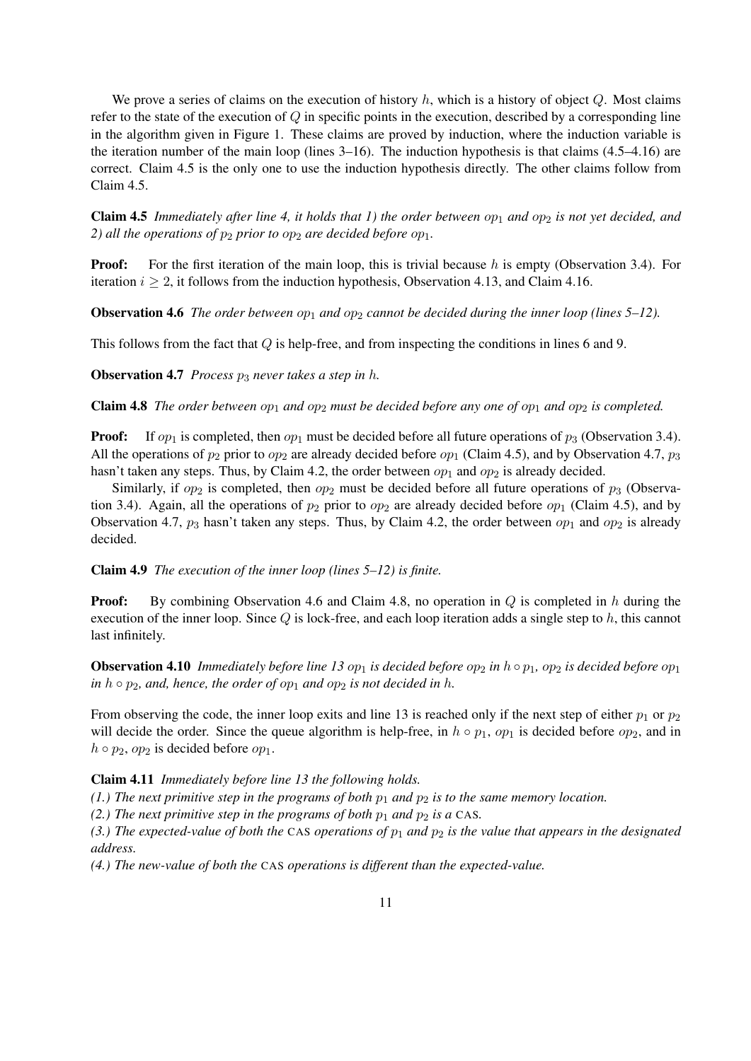We prove a series of claims on the execution of history $h$, which is a history of object $Q$. Most claims refer to the state of the execution of $Q$ in specific points in the execution, described by a corresponding line in the algorithm given in Figure 1. These claims are proved by induction, where the induction variable is the iteration number of the main loop (lines 3–16). The induction hypothesis is that claims (4.5–4.16) are correct. Claim 4.5 is the only one to use the induction hypothesis directly. The other claims follow from Claim 4.5.

**Claim 4.5** *Immediately after line 4, it holds that 1) the order between $op_1$ and $op_2$ is not yet decided, and 2) all the operations of $p_2$ prior to $op_2$ are decided before $op_1$.*

**Proof:** For the first iteration of the main loop, this is trivial because $h$ is empty (Observation 3.4). For iteration $i \geq 2$, it follows from the induction hypothesis, Observation 4.13, and Claim 4.16.

**Observation 4.6** *The order between $op_1$ and $op_2$ cannot be decided during the inner loop (lines 5–12).*

This follows from the fact that $Q$ is help-free, and from inspecting the conditions in lines 6 and 9.

**Observation 4.7** *Process $p_3$ never takes a step in $h$.*

**Claim 4.8** *The order between $op_1$ and $op_2$ must be decided before any one of $op_1$ and $op_2$ is completed.*

**Proof:** If $op_1$ is completed, then $op_1$ must be decided before all future operations of $p_3$ (Observation 3.4). All the operations of $p_2$ prior to $op_2$ are already decided before $op_1$ (Claim 4.5), and by Observation 4.7, $p_3$ hasn't taken any steps. Thus, by Claim 4.2, the order between $op_1$ and $op_2$ is already decided.

Similarly, if $op_2$ is completed, then $op_2$ must be decided before all future operations of $p_3$ (Observation 3.4). Again, all the operations of $p_2$ prior to $op_2$ are already decided before $op_1$ (Claim 4.5), and by Observation 4.7, $p_3$ hasn't taken any steps. Thus, by Claim 4.2, the order between $op_1$ and $op_2$ is already decided.

**Claim 4.9** *The execution of the inner loop (lines 5–12) is finite.*

**Proof:** By combining Observation 4.6 and Claim 4.8, no operation in $Q$ is completed in $h$ during the execution of the inner loop. Since $Q$ is lock-free, and each loop iteration adds a single step to $h$, this cannot last infinitely.

**Observation 4.10** *Immediately before line 13 $op_1$ is decided before $op_2$ in $h \circ p_1$, $op_2$ is decided before $op_1$ in $h \circ p_2$, and, hence, the order of $op_1$ and $op_2$ is not decided in $h$.*

From observing the code, the inner loop exits and line 13 is reached only if the next step of either $p_1$ or $p_2$ will decide the order. Since the queue algorithm is help-free, in $h \circ p_1$, $op_1$ is decided before $op_2$, and in $h \circ p_2$, $op_2$ is decided before $op_1$.

**Claim 4.11** *Immediately before line 13 the following holds.*
*(1.) The next primitive step in the programs of both $p_1$ and $p_2$ is to the same memory location.*
*(2.) The next primitive step in the programs of both $p_1$ and $p_2$ is a* CAS.
*(3.) The expected-value of both the* CAS *operations of $p_1$ and $p_2$ is the value that appears in the designated address.*
*(4.) The new-value of both the* CAS *operations is different than the expected-value.*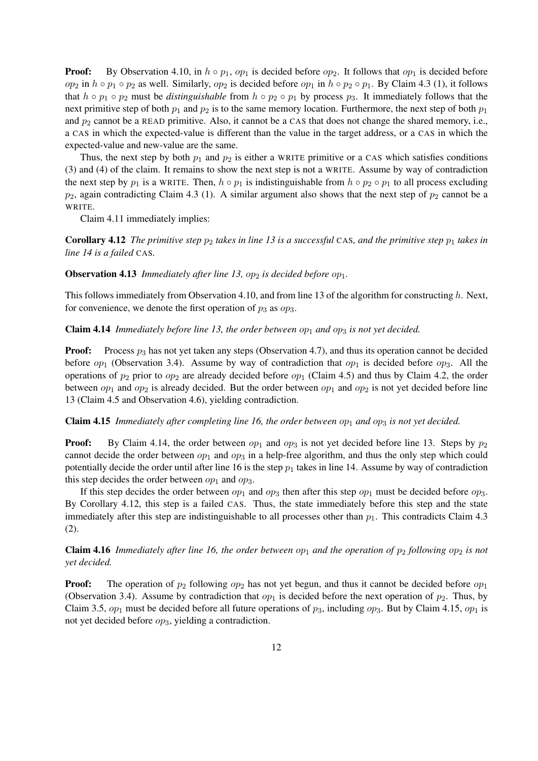**Proof:** By Observation 4.10, in $h \circ p_1$, $op_1$ is decided before $op_2$. It follows that $op_1$ is decided before $op_2$ in $h \circ p_1 \circ p_2$ as well. Similarly, $op_2$ is decided before $op_1$ in $h \circ p_2 \circ p_1$. By Claim 4.3 (1), it follows that $h \circ p_1 \circ p_2$ must be *distinguishable* from $h \circ p_2 \circ p_1$ by process $p_3$. It immediately follows that the next primitive step of both $p_1$ and $p_2$ is to the same memory location. Furthermore, the next step of both $p_1$ and $p_2$ cannot be a READ primitive. Also, it cannot be a CAS that does not change the shared memory, i.e., a CAS in which the expected-value is different than the value in the target address, or a CAS in which the expected-value and new-value are the same.

Thus, the next step by both $p_1$ and $p_2$ is either a WRITE primitive or a CAS which satisfies conditions (3) and (4) of the claim. It remains to show the next step is not a WRITE. Assume by way of contradiction the next step by $p_1$ is a WRITE. Then, $h \circ p_1$ is indistinguishable from $h \circ p_2 \circ p_1$ to all process excluding $p_2$, again contradicting Claim 4.3 (1). A similar argument also shows that the next step of $p_2$ cannot be a WRITE.

Claim 4.11 immediately implies:

**Corollary 4.12** *The primitive step $p_2$ takes in line 13 is a successful* CAS*, and the primitive step $p_1$ takes in line 14 is a failed* CAS.

**Observation 4.13** *Immediately after line 13, $op_2$ is decided before $op_1$.*

This follows immediately from Observation 4.10, and from line 13 of the algorithm for constructing $h$. Next, for convenience, we denote the first operation of $p_3$ as $op_3$.

**Claim 4.14** *Immediately before line 13, the order between $op_1$ and $op_3$ is not yet decided.*

**Proof:** Process $p_3$ has not yet taken any steps (Observation 4.7), and thus its operation cannot be decided before $op_1$ (Observation 3.4). Assume by way of contradiction that $op_1$ is decided before $op_3$. All the operations of $p_2$ prior to $op_2$ are already decided before $op_1$ (Claim 4.5) and thus by Claim 4.2, the order between $op_1$ and $op_2$ is already decided. But the order between $op_1$ and $op_2$ is not yet decided before line 13 (Claim 4.5 and Observation 4.6), yielding contradiction.

**Claim 4.15** *Immediately after completing line 16, the order between $op_1$ and $op_3$ is not yet decided.*

**Proof:** By Claim 4.14, the order between $op_1$ and $op_3$ is not yet decided before line 13. Steps by $p_2$ cannot decide the order between $op_1$ and $op_3$ in a help-free algorithm, and thus the only step which could potentially decide the order until after line 16 is the step $p_1$ takes in line 14. Assume by way of contradiction this step decides the order between $op_1$ and $op_3$.

If this step decides the order between $op_1$ and $op_3$ then after this step $op_1$ must be decided before $op_3$. By Corollary 4.12, this step is a failed CAS. Thus, the state immediately before this step and the state immediately after this step are indistinguishable to all processes other than $p_1$. This contradicts Claim 4.3 (2).

**Claim 4.16** *Immediately after line 16, the order between $op_1$ and the operation of $p_2$ following $op_2$ is not yet decided.*

**Proof:** The operation of $p_2$ following $op_2$ has not yet begun, and thus it cannot be decided before $op_1$ (Observation 3.4). Assume by contradiction that $op_1$ is decided before the next operation of $p_2$. Thus, by Claim 3.5, $op_1$ must be decided before all future operations of $p_3$, including $op_3$. But by Claim 4.15, $op_1$ is not yet decided before $op_3$, yielding a contradiction.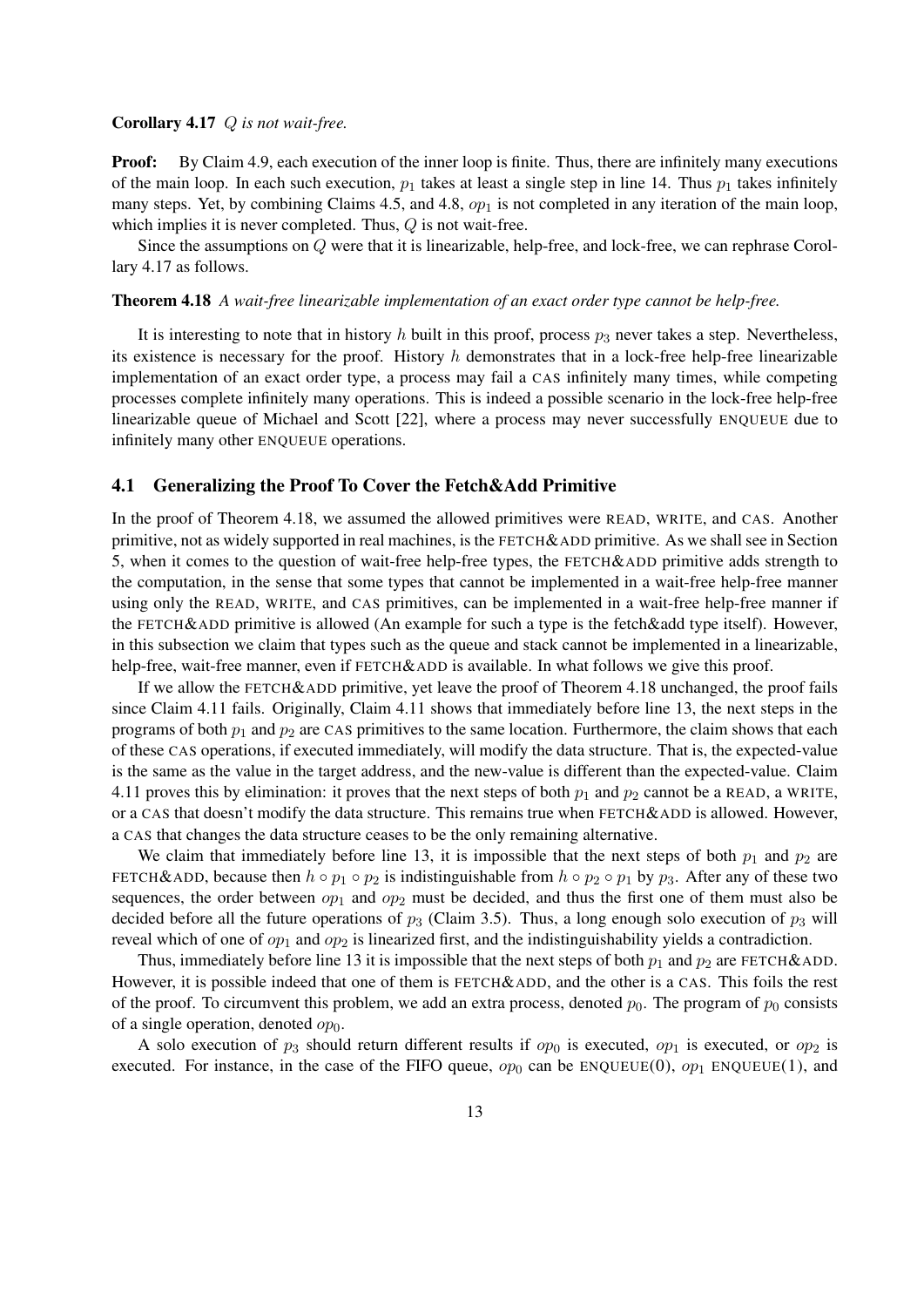**Corollary 4.17** *$Q$ is not wait-free.*

**Proof:** By Claim 4.9, each execution of the inner loop is finite. Thus, there are infinitely many executions of the main loop. In each such execution, $p_1$ takes at least a single step in line 14. Thus $p_1$ takes infinitely many steps. Yet, by combining Claims 4.5, and 4.8, $op_1$ is not completed in any iteration of the main loop, which implies it is never completed. Thus, $Q$ is not wait-free.

Since the assumptions on $Q$ were that it is linearizable, help-free, and lock-free, we can rephrase Corollary 4.17 as follows.

**Theorem 4.18** *A wait-free linearizable implementation of an exact order type cannot be help-free.*

It is interesting to note that in history $h$ built in this proof, process $p_3$ never takes a step. Nevertheless, its existence is necessary for the proof. History $h$ demonstrates that in a lock-free help-free linearizable implementation of an exact order type, a process may fail a CAS infinitely many times, while competing processes complete infinitely many operations. This is indeed a possible scenario in the lock-free help-free linearizable queue of Michael and Scott [22], where a process may never successfully ENQUEUE due to infinitely many other ENQUEUE operations.

## 4.1 Generalizing the Proof To Cover the Fetch&Add Primitive

In the proof of Theorem 4.18, we assumed the allowed primitives were READ, WRITE, and CAS. Another primitive, not as widely supported in real machines, is the FETCH&ADD primitive. As we shall see in Section 5, when it comes to the question of wait-free help-free types, the FETCH&ADD primitive adds strength to the computation, in the sense that some types that cannot be implemented in a wait-free help-free manner using only the READ, WRITE, and CAS primitives, can be implemented in a wait-free help-free manner if the FETCH&ADD primitive is allowed (An example for such a type is the fetch&add type itself). However, in this subsection we claim that types such as the queue and stack cannot be implemented in a linearizable, help-free, wait-free manner, even if FETCH&ADD is available. In what follows we give this proof.

If we allow the FETCH&ADD primitive, yet leave the proof of Theorem 4.18 unchanged, the proof fails since Claim 4.11 fails. Originally, Claim 4.11 shows that immediately before line 13, the next steps in the programs of both $p_1$ and $p_2$ are CAS primitives to the same location. Furthermore, the claim shows that each of these CAS operations, if executed immediately, will modify the data structure. That is, the expected-value is the same as the value in the target address, and the new-value is different than the expected-value. Claim 4.11 proves this by elimination: it proves that the next steps of both $p_1$ and $p_2$ cannot be a READ, a WRITE, or a CAS that doesn't modify the data structure. This remains true when FETCH&ADD is allowed. However, a CAS that changes the data structure ceases to be the only remaining alternative.

We claim that immediately before line 13, it is impossible that the next steps of both $p_1$ and $p_2$ are FETCH&ADD, because then $h \circ p_1 \circ p_2$ is indistinguishable from $h \circ p_2 \circ p_1$ by $p_3$. After any of these two sequences, the order between $op_1$ and $op_2$ must be decided, and thus the first one of them must also be decided before all the future operations of $p_3$ (Claim 3.5). Thus, a long enough solo execution of $p_3$ will reveal which of one of $op_1$ and $op_2$ is linearized first, and the indistinguishability yields a contradiction.

Thus, immediately before line 13 it is impossible that the next steps of both $p_1$ and $p_2$ are FETCH&ADD. However, it is possible indeed that one of them is FETCH&ADD, and the other is a CAS. This foils the rest of the proof. To circumvent this problem, we add an extra process, denoted $p_0$. The program of $p_0$ consists of a single operation, denoted $op_0$.

A solo execution of $p_3$ should return different results if $op_0$ is executed, $op_1$ is executed, or $op_2$ is executed. For instance, in the case of the FIFO queue, $op_0$ can be ENQUEUE(0), $op_1$ ENQUEUE(1), and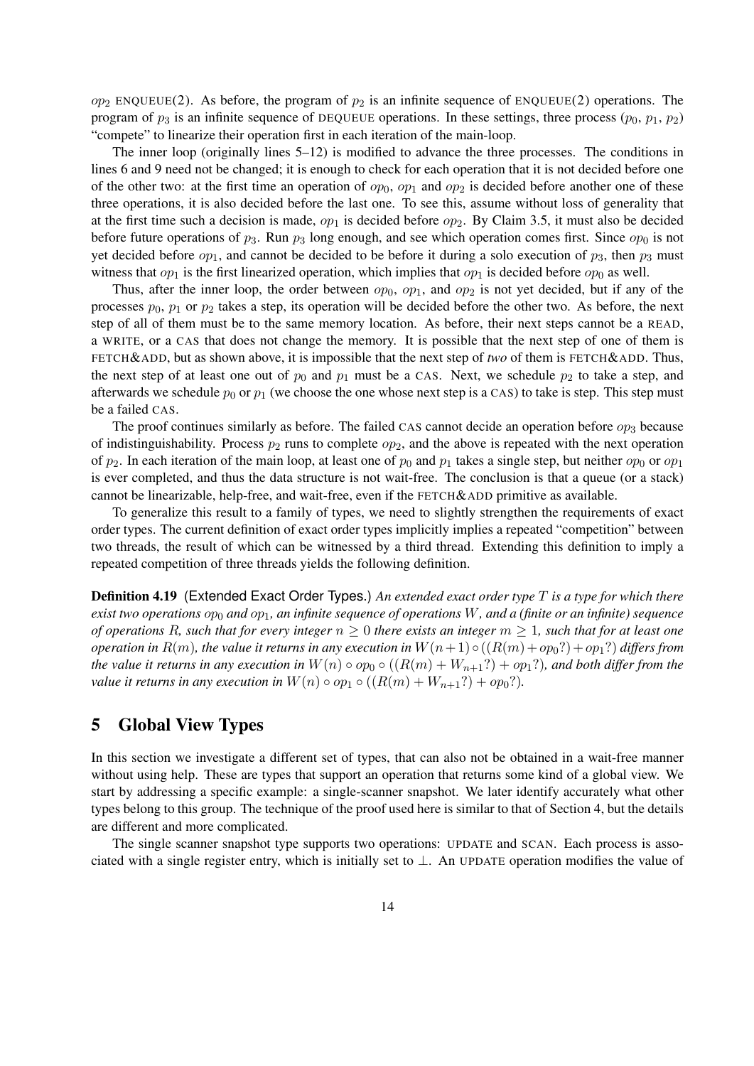$op_2$ ENQUEUE(2). As before, the program of $p_2$ is an infinite sequence of ENQUEUE(2) operations. The program of $p_3$ is an infinite sequence of DEQUEUE operations. In these settings, three process ($p_0$, $p_1$, $p_2$) "compete" to linearize their operation first in each iteration of the main-loop.

The inner loop (originally lines 5–12) is modified to advance the three processes. The conditions in lines 6 and 9 need not be changed; it is enough to check for each operation that it is not decided before one of the other two: at the first time an operation of $op_0$, $op_1$ and $op_2$ is decided before another one of these three operations, it is also decided before the last one. To see this, assume without loss of generality that at the first time such a decision is made, $op_1$ is decided before $op_2$. By Claim 3.5, it must also be decided before future operations of $p_3$. Run $p_3$ long enough, and see which operation comes first. Since $op_0$ is not yet decided before $op_1$, and cannot be decided to be before it during a solo execution of $p_3$, then $p_3$ must witness that $op_1$ is the first linearized operation, which implies that $op_1$ is decided before $op_0$ as well.

Thus, after the inner loop, the order between $op_0$, $op_1$, and $op_2$ is not yet decided, but if any of the processes $p_0$, $p_1$ or $p_2$ takes a step, its operation will be decided before the other two. As before, the next step of all of them must be to the same memory location. As before, their next steps cannot be a READ, a WRITE, or a CAS that does not change the memory. It is possible that the next step of one of them is FETCH&ADD, but as shown above, it is impossible that the next step of *two* of them is FETCH&ADD. Thus, the next step of at least one out of $p_0$ and $p_1$ must be a CAS. Next, we schedule $p_2$ to take a step, and afterwards we schedule $p_0$ or $p_1$ (we choose the one whose next step is a CAS) to take is step. This step must be a failed CAS.

The proof continues similarly as before. The failed CAS cannot decide an operation before $op_3$ because of indistinguishability. Process $p_2$ runs to complete $op_2$, and the above is repeated with the next operation of $p_2$. In each iteration of the main loop, at least one of $p_0$ and $p_1$ takes a single step, but neither $op_0$ or $op_1$ is ever completed, and thus the data structure is not wait-free. The conclusion is that a queue (or a stack) cannot be linearizable, help-free, and wait-free, even if the FETCH&ADD primitive as available.

To generalize this result to a family of types, we need to slightly strengthen the requirements of exact order types. The current definition of exact order types implicitly implies a repeated "competition" between two threads, the result of which can be witnessed by a third thread. Extending this definition to imply a repeated competition of three threads yields the following definition.

**Definition 4.19** (Extended Exact Order Types.) *An extended exact order type $T$ is a type for which there exist two operations $op_0$ and $op_1$, an infinite sequence of operations $W$, and a (finite or an infinite) sequence of operations $R$, such that for every integer $n \geq 0$ there exists an integer $m \geq 1$, such that for at least one operation in $R(m)$, the value it returns in any execution in $W(n+1) \circ ((R(m) + op_0?) + op_1?)$ differs from the value it returns in any execution in $W(n) \circ op_0 \circ ((R(m) + W_{n+1}?) + op_1?)$, and both differ from the value it returns in any execution in $W(n) \circ op_1 \circ ((R(m) + W_{n+1}?) + op_0?)$.*

# 5 Global View Types

In this section we investigate a different set of types, that can also not be obtained in a wait-free manner without using help. These are types that support an operation that returns some kind of a global view. We start by addressing a specific example: a single-scanner snapshot. We later identify accurately what other types belong to this group. The technique of the proof used here is similar to that of Section 4, but the details are different and more complicated.

The single scanner snapshot type supports two operations: UPDATE and SCAN. Each process is associated with a single register entry, which is initially set to $\perp$. An UPDATE operation modifies the value of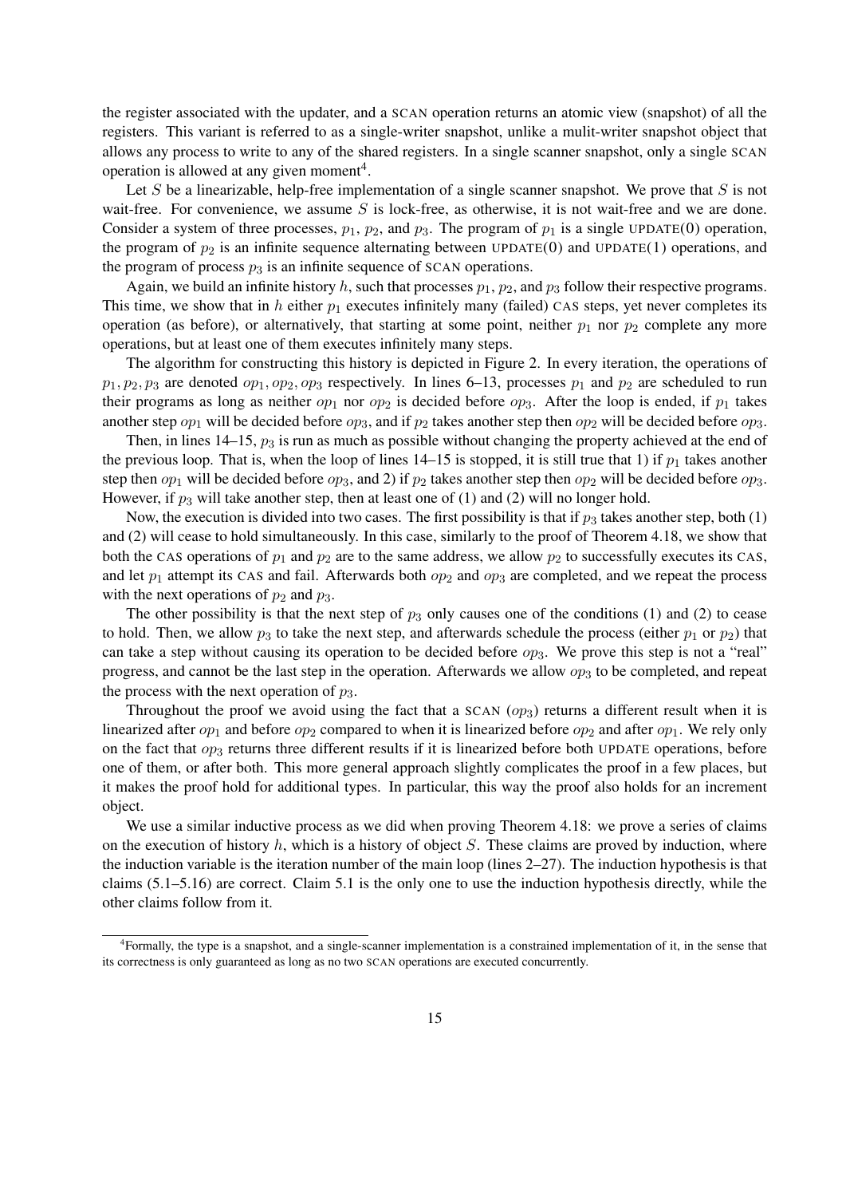the register associated with the updater, and a SCAN operation returns an atomic view (snapshot) of all the registers. This variant is referred to as a single-writer snapshot, unlike a mulit-writer snapshot object that allows any process to write to any of the shared registers. In a single scanner snapshot, only a single SCAN operation is allowed at any given moment[4].

Let $S$ be a linearizable, help-free implementation of a single scanner snapshot. We prove that $S$ is not wait-free. For convenience, we assume $S$ is lock-free, as otherwise, it is not wait-free and we are done. Consider a system of three processes, $p_1$, $p_2$, and $p_3$. The program of $p_1$ is a single UPDATE(0) operation, the program of $p_2$ is an infinite sequence alternating between UPDATE(0) and UPDATE(1) operations, and the program of process $p_3$ is an infinite sequence of SCAN operations.

Again, we build an infinite history $h$, such that processes $p_1$, $p_2$, and $p_3$ follow their respective programs. This time, we show that in $h$ either $p_1$ executes infinitely many (failed) CAS steps, yet never completes its operation (as before), or alternatively, that starting at some point, neither $p_1$ nor $p_2$ complete any more operations, but at least one of them executes infinitely many steps.

The algorithm for constructing this history is depicted in Figure 2. In every iteration, the operations of $p_1, p_2, p_3$ are denoted $op_1, op_2, op_3$ respectively. In lines 6–13, processes $p_1$ and $p_2$ are scheduled to run their programs as long as neither $op_1$ nor $op_2$ is decided before $op_3$. After the loop is ended, if $p_1$ takes another step $op_1$ will be decided before $op_3$, and if $p_2$ takes another step then $op_2$ will be decided before $op_3$.

Then, in lines 14–15, $p_3$ is run as much as possible without changing the property achieved at the end of the previous loop. That is, when the loop of lines 14–15 is stopped, it is still true that 1) if $p_1$ takes another step then $op_1$ will be decided before $op_3$, and 2) if $p_2$ takes another step then $op_2$ will be decided before $op_3$. However, if $p_3$ will take another step, then at least one of (1) and (2) will no longer hold.

Now, the execution is divided into two cases. The first possibility is that if $p_3$ takes another step, both (1) and (2) will cease to hold simultaneously. In this case, similarly to the proof of Theorem 4.18, we show that both the CAS operations of $p_1$ and $p_2$ are to the same address, we allow $p_2$ to successfully executes its CAS, and let $p_1$ attempt its CAS and fail. Afterwards both $op_2$ and $op_3$ are completed, and we repeat the process with the next operations of $p_2$ and $p_3$.

The other possibility is that the next step of $p_3$ only causes one of the conditions (1) and (2) to cease to hold. Then, we allow $p_3$ to take the next step, and afterwards schedule the process (either $p_1$ or $p_2$) that can take a step without causing its operation to be decided before $op_3$. We prove this step is not a "real" progress, and cannot be the last step in the operation. Afterwards we allow $op_3$ to be completed, and repeat the process with the next operation of $p_3$.

Throughout the proof we avoid using the fact that a SCAN ($op_3$) returns a different result when it is linearized after $op_1$ and before $op_2$ compared to when it is linearized before $op_2$ and after $op_1$. We rely only on the fact that $op_3$ returns three different results if it is linearized before both UPDATE operations, before one of them, or after both. This more general approach slightly complicates the proof in a few places, but it makes the proof hold for additional types. In particular, this way the proof also holds for an increment object.

We use a similar inductive process as we did when proving Theorem 4.18: we prove a series of claims on the execution of history $h$, which is a history of object $S$. These claims are proved by induction, where the induction variable is the iteration number of the main loop (lines 2–27). The induction hypothesis is that claims (5.1–5.16) are correct. Claim 5.1 is the only one to use the induction hypothesis directly, while the other claims follow from it.

[4] Formally, the type is a snapshot, and a single-scanner implementation is a constrained implementation of it, in the sense that its correctness is only guaranteed as long as no two SCAN operations are executed concurrently.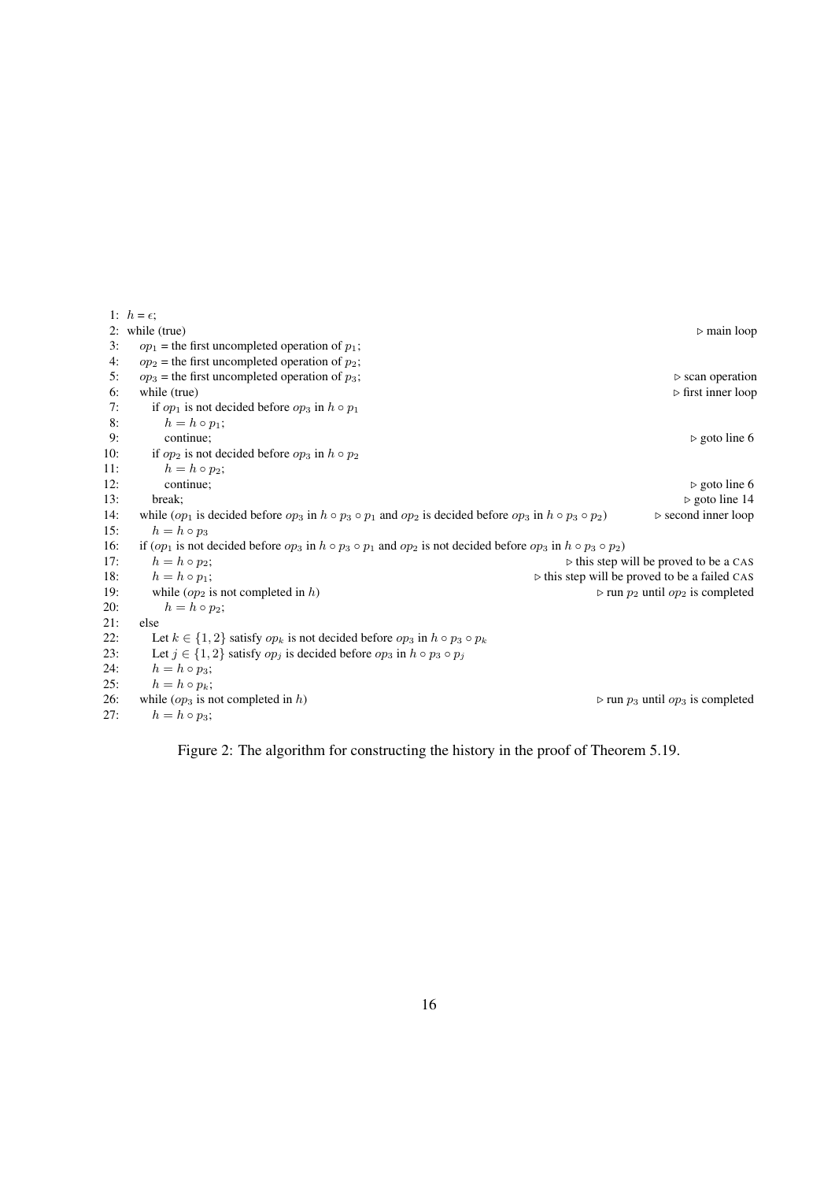```
1:  h = ϵ;
2:  while (true)                                                              ▷ main loop
3:     op_1 = the first uncompleted operation of p_1;
4:     op_2 = the first uncompleted operation of p_2;
5:     op_3 = the first uncompleted operation of p_3;                         ▷ scan operation
6:     while (true)                                                           ▷ first inner loop
7:        if op_1 is not decided before op_3 in h ∘ p_1
8:           h = h ∘ p_1;
9:           continue;                                                        ▷ goto line 6
10:       if op_2 is not decided before op_3 in h ∘ p_2
11:          h = h ∘ p_2;
12:          continue;                                                        ▷ goto line 6
13:       break;                                                              ▷ goto line 14
14:    while (op_1 is decided before op_3 in h ∘ p_3 ∘ p_1 and op_2 is decided before op_3 in h ∘ p_3 ∘ p_2)   ▷ second inner loop
15:       h = h ∘ p_3
16:    if (op_1 is not decided before op_3 in h ∘ p_3 ∘ p_1 and op_2 is not decided before op_3 in h ∘ p_3 ∘ p_2)
17:       h = h ∘ p_2;                                                        ▷ this step will be proved to be a CAS
18:       h = h ∘ p_1;                                                        ▷ this step will be proved to be a failed CAS
19:       while (op_2 is not completed in h)                                  ▷ run p_2 until op_2 is completed
20:          h = h ∘ p_2;
21:    else
22:       Let k ∈ {1, 2} satisfy op_k is not decided before op_3 in h ∘ p_3 ∘ p_k
23:       Let j ∈ {1, 2} satisfy op_j is decided before op_3 in h ∘ p_3 ∘ p_j
24:       h = h ∘ p_3;
25:       h = h ∘ p_k;
26:    while (op_3 is not completed in h)                                     ▷ run p_3 until op_3 is completed
27:       h = h ∘ p_3;
```

Figure 2: The algorithm for constructing the history in the proof of Theorem 5.19.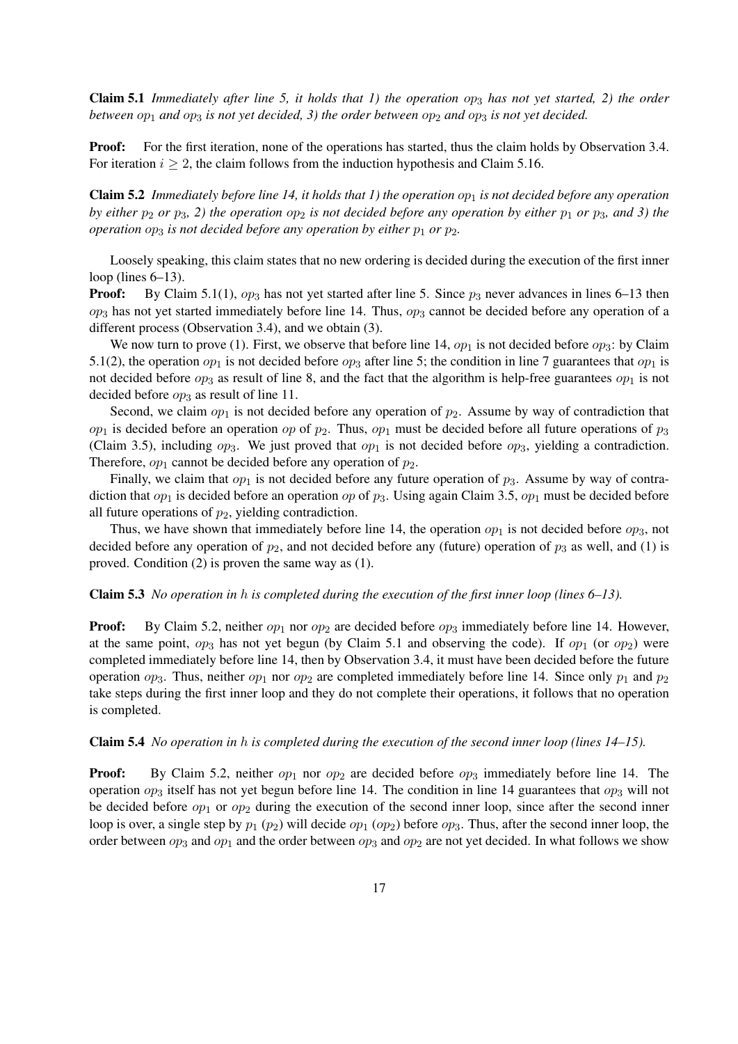**Claim 5.1** *Immediately after line 5, it holds that 1) the operation $op_3$ has not yet started, 2) the order between $op_1$ and $op_3$ is not yet decided, 3) the order between $op_2$ and $op_3$ is not yet decided.*

**Proof:** For the first iteration, none of the operations has started, thus the claim holds by Observation 3.4. For iteration $i \geq 2$, the claim follows from the induction hypothesis and Claim 5.16.

**Claim 5.2** *Immediately before line 14, it holds that 1) the operation $op_1$ is not decided before any operation by either $p_2$ or $p_3$, 2) the operation $op_2$ is not decided before any operation by either $p_1$ or $p_3$, and 3) the operation $op_3$ is not decided before any operation by either $p_1$ or $p_2$.*

Loosely speaking, this claim states that no new ordering is decided during the execution of the first inner loop (lines 6–13).

**Proof:** By Claim 5.1(1), $op_3$ has not yet started after line 5. Since $p_3$ never advances in lines 6–13 then $op_3$ has not yet started immediately before line 14. Thus, $op_3$ cannot be decided before any operation of a different process (Observation 3.4), and we obtain (3).

We now turn to prove (1). First, we observe that before line 14, $op_1$ is not decided before $op_3$: by Claim 5.1(2), the operation $op_1$ is not decided before $op_3$ after line 5; the condition in line 7 guarantees that $op_1$ is not decided before $op_3$ as result of line 8, and the fact that the algorithm is help-free guarantees $op_1$ is not decided before $op_3$ as result of line 11.

Second, we claim $op_1$ is not decided before any operation of $p_2$. Assume by way of contradiction that $op_1$ is decided before an operation $op$ of $p_2$. Thus, $op_1$ must be decided before all future operations of $p_3$ (Claim 3.5), including $op_3$. We just proved that $op_1$ is not decided before $op_3$, yielding a contradiction. Therefore, $op_1$ cannot be decided before any operation of $p_2$.

Finally, we claim that $op_1$ is not decided before any future operation of $p_3$. Assume by way of contradiction that $op_1$ is decided before an operation $op$ of $p_3$. Using again Claim 3.5, $op_1$ must be decided before all future operations of $p_2$, yielding contradiction.

Thus, we have shown that immediately before line 14, the operation $op_1$ is not decided before $op_3$, not decided before any operation of $p_2$, and not decided before any (future) operation of $p_3$ as well, and (1) is proved. Condition (2) is proven the same way as (1).

**Claim 5.3** *No operation in $h$ is completed during the execution of the first inner loop (lines 6–13).*

**Proof:** By Claim 5.2, neither $op_1$ nor $op_2$ are decided before $op_3$ immediately before line 14. However, at the same point, $op_3$ has not yet begun (by Claim 5.1 and observing the code). If $op_1$ (or $op_2$) were completed immediately before line 14, then by Observation 3.4, it must have been decided before the future operation $op_3$. Thus, neither $op_1$ nor $op_2$ are completed immediately before line 14. Since only $p_1$ and $p_2$ take steps during the first inner loop and they do not complete their operations, it follows that no operation is completed.

**Claim 5.4** *No operation in $h$ is completed during the execution of the second inner loop (lines 14–15).*

**Proof:** By Claim 5.2, neither $op_1$ nor $op_2$ are decided before $op_3$ immediately before line 14. The operation $op_3$ itself has not yet begun before line 14. The condition in line 14 guarantees that $op_3$ will not be decided before $op_1$ or $op_2$ during the execution of the second inner loop, since after the second inner loop is over, a single step by $p_1$ ($p_2$) will decide $op_1$ ($op_2$) before $op_3$. Thus, after the second inner loop, the order between $op_3$ and $op_1$ and the order between $op_3$ and $op_2$ are not yet decided. In what follows we show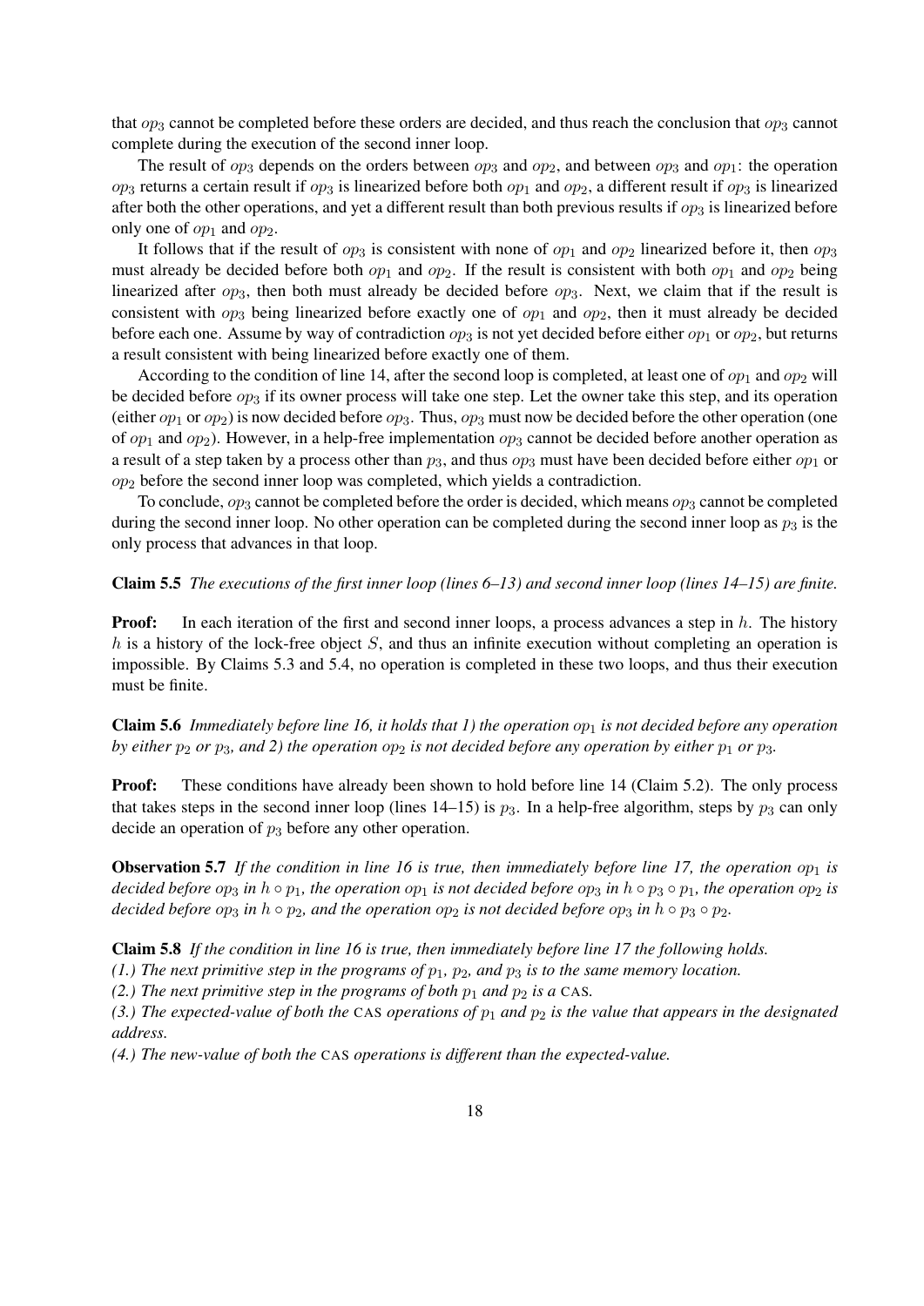that $op_3$ cannot be completed before these orders are decided, and thus reach the conclusion that $op_3$ cannot complete during the execution of the second inner loop.

The result of $op_3$ depends on the orders between $op_3$ and $op_2$, and between $op_3$ and $op_1$: the operation $op_3$ returns a certain result if $op_3$ is linearized before both $op_1$ and $op_2$, a different result if $op_3$ is linearized after both the other operations, and yet a different result than both previous results if $op_3$ is linearized before only one of $op_1$ and $op_2$.

It follows that if the result of $op_3$ is consistent with none of $op_1$ and $op_2$ linearized before it, then $op_3$ must already be decided before both $op_1$ and $op_2$. If the result is consistent with both $op_1$ and $op_2$ being linearized after $op_3$, then both must already be decided before $op_3$. Next, we claim that if the result is consistent with $op_3$ being linearized before exactly one of $op_1$ and $op_2$, then it must already be decided before each one. Assume by way of contradiction $op_3$ is not yet decided before either $op_1$ or $op_2$, but returns a result consistent with being linearized before exactly one of them.

According to the condition of line 14, after the second loop is completed, at least one of $op_1$ and $op_2$ will be decided before $op_3$ if its owner process will take one step. Let the owner take this step, and its operation (either $op_1$ or $op_2$) is now decided before $op_3$. Thus, $op_3$ must now be decided before the other operation (one of $op_1$ and $op_2$). However, in a help-free implementation $op_3$ cannot be decided before another operation as a result of a step taken by a process other than $p_3$, and thus $op_3$ must have been decided before either $op_1$ or $op_2$ before the second inner loop was completed, which yields a contradiction.

To conclude, $op_3$ cannot be completed before the order is decided, which means $op_3$ cannot be completed during the second inner loop. No other operation can be completed during the second inner loop as $p_3$ is the only process that advances in that loop.

**Claim 5.5** *The executions of the first inner loop (lines 6–13) and second inner loop (lines 14–15) are finite.*

**Proof:** In each iteration of the first and second inner loops, a process advances a step in $h$. The history $h$ is a history of the lock-free object $S$, and thus an infinite execution without completing an operation is impossible. By Claims 5.3 and 5.4, no operation is completed in these two loops, and thus their execution must be finite.

**Claim 5.6** *Immediately before line 16, it holds that 1) the operation $op_1$ is not decided before any operation by either $p_2$ or $p_3$, and 2) the operation $op_2$ is not decided before any operation by either $p_1$ or $p_3$.*

**Proof:** These conditions have already been shown to hold before line 14 (Claim 5.2). The only process that takes steps in the second inner loop (lines 14–15) is $p_3$. In a help-free algorithm, steps by $p_3$ can only decide an operation of $p_3$ before any other operation.

**Observation 5.7** *If the condition in line 16 is true, then immediately before line 17, the operation $op_1$ is decided before $op_3$ in $h \circ p_1$, the operation $op_1$ is not decided before $op_3$ in $h \circ p_3 \circ p_1$, the operation $op_2$ is decided before $op_3$ in $h \circ p_2$, and the operation $op_2$ is not decided before $op_3$ in $h \circ p_3 \circ p_2$.*

**Claim 5.8** *If the condition in line 16 is true, then immediately before line 17 the following holds.*
*(1.) The next primitive step in the programs of $p_1$, $p_2$, and $p_3$ is to the same memory location.*
*(2.) The next primitive step in the programs of both $p_1$ and $p_2$ is a* CAS*.*
*(3.) The expected-value of both the* CAS *operations of $p_1$ and $p_2$ is the value that appears in the designated address.*
*(4.) The new-value of both the* CAS *operations is different than the expected-value.*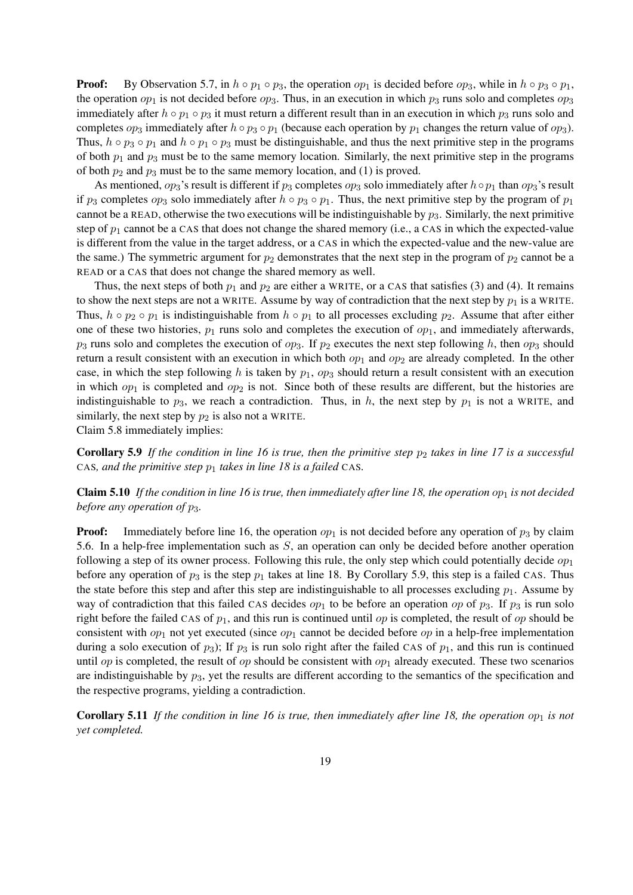**Proof:** By Observation 5.7, in $h \circ p_1 \circ p_3$, the operation $op_1$ is decided before $op_3$, while in $h \circ p_3 \circ p_1$, the operation $op_1$ is not decided before $op_3$. Thus, in an execution in which $p_3$ runs solo and completes $op_3$ immediately after $h \circ p_1 \circ p_3$ it must return a different result than in an execution in which $p_3$ runs solo and completes $op_3$ immediately after $h \circ p_3 \circ p_1$ (because each operation by $p_1$ changes the return value of $op_3$). Thus, $h \circ p_3 \circ p_1$ and $h \circ p_1 \circ p_3$ must be distinguishable, and thus the next primitive step in the programs of both $p_1$ and $p_3$ must be to the same memory location. Similarly, the next primitive step in the programs of both $p_2$ and $p_3$ must be to the same memory location, and (1) is proved.

As mentioned, $op_3$'s result is different if $p_3$ completes $op_3$ solo immediately after $h \circ p_1$ than $op_3$'s result if $p_3$ completes $op_3$ solo immediately after $h \circ p_3 \circ p_1$. Thus, the next primitive step by the program of $p_1$ cannot be a READ, otherwise the two executions will be indistinguishable by $p_3$. Similarly, the next primitive step of $p_1$ cannot be a CAS that does not change the shared memory (i.e., a CAS in which the expected-value is different from the value in the target address, or a CAS in which the expected-value and the new-value are the same.) The symmetric argument for $p_2$ demonstrates that the next step in the program of $p_2$ cannot be a READ or a CAS that does not change the shared memory as well.

Thus, the next steps of both $p_1$ and $p_2$ are either a WRITE, or a CAS that satisfies (3) and (4). It remains to show the next steps are not a WRITE. Assume by way of contradiction that the next step by $p_1$ is a WRITE. Thus, $h \circ p_2 \circ p_1$ is indistinguishable from $h \circ p_1$ to all processes excluding $p_2$. Assume that after either one of these two histories, $p_1$ runs solo and completes the execution of $op_1$, and immediately afterwards, $p_3$ runs solo and completes the execution of $op_3$. If $p_2$ executes the next step following $h$, then $op_3$ should return a result consistent with an execution in which both $op_1$ and $op_2$ are already completed. In the other case, in which the step following $h$ is taken by $p_1$, $op_3$ should return a result consistent with an execution in which $op_1$ is completed and $op_2$ is not. Since both of these results are different, but the histories are indistinguishable to $p_3$, we reach a contradiction. Thus, in $h$, the next step by $p_1$ is not a WRITE, and similarly, the next step by $p_2$ is also not a WRITE.

Claim 5.8 immediately implies:

**Corollary 5.9** *If the condition in line 16 is true, then the primitive step $p_2$ takes in line 17 is a successful* CAS*, and the primitive step $p_1$ takes in line 18 is a failed* CAS*.*

**Claim 5.10** *If the condition in line 16 is true, then immediately after line 18, the operation $op_1$ is not decided before any operation of $p_3$.*

**Proof:** Immediately before line 16, the operation $op_1$ is not decided before any operation of $p_3$ by claim 5.6. In a help-free implementation such as $S$, an operation can only be decided before another operation following a step of its owner process. Following this rule, the only step which could potentially decide $op_1$ before any operation of $p_3$ is the step $p_1$ takes at line 18. By Corollary 5.9, this step is a failed CAS. Thus the state before this step and after this step are indistinguishable to all processes excluding $p_1$. Assume by way of contradiction that this failed CAS decides $op_1$ to be before an operation $op$ of $p_3$. If $p_3$ is run solo right before the failed CAS of $p_1$, and this run is continued until $op$ is completed, the result of $op$ should be consistent with $op_1$ not yet executed (since $op_1$ cannot be decided before $op$ in a help-free implementation during a solo execution of $p_3$); If $p_3$ is run solo right after the failed CAS of $p_1$, and this run is continued until $op$ is completed, the result of $op$ should be consistent with $op_1$ already executed. These two scenarios are indistinguishable by $p_3$, yet the results are different according to the semantics of the specification and the respective programs, yielding a contradiction.

**Corollary 5.11** *If the condition in line 16 is true, then immediately after line 18, the operation $op_1$ is not yet completed.*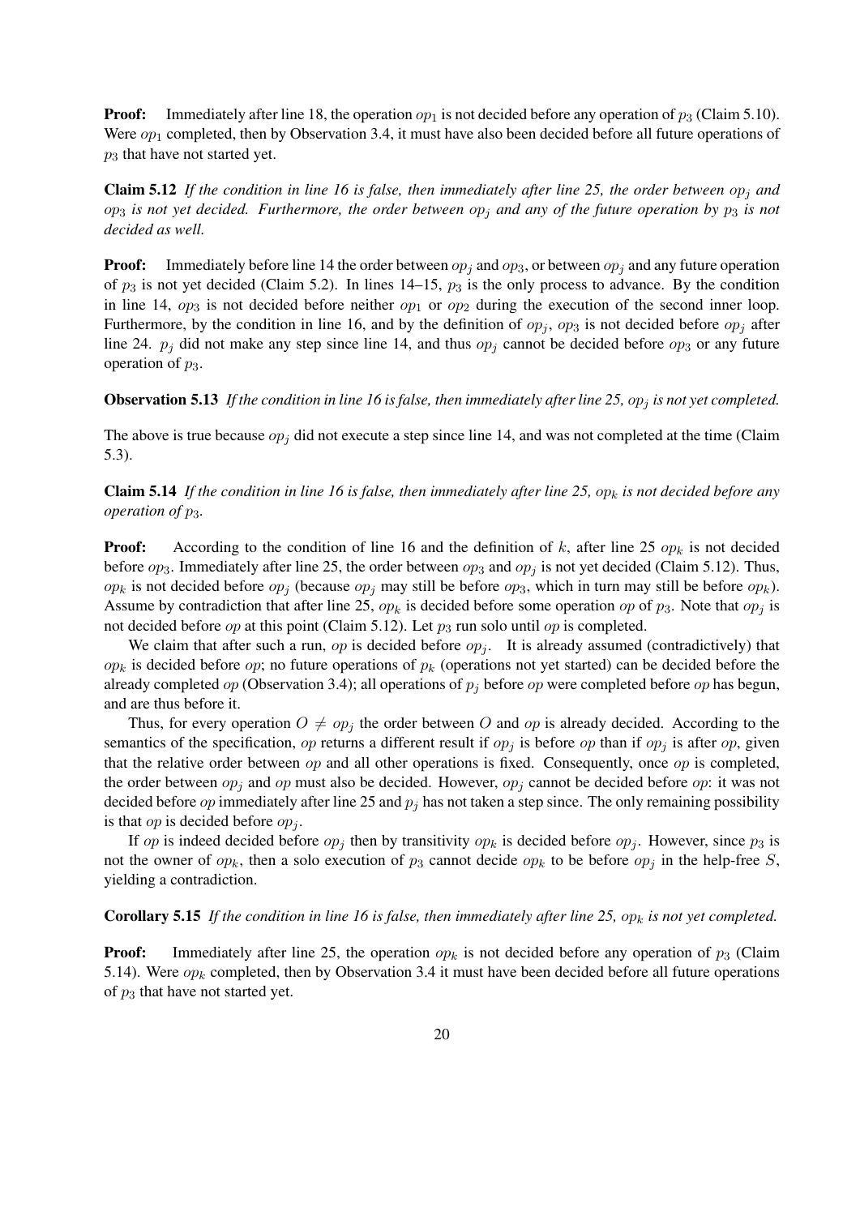**Proof:** Immediately after line 18, the operation $op_1$ is not decided before any operation of $p_3$ (Claim 5.10). Were $op_1$ completed, then by Observation 3.4, it must have also been decided before all future operations of $p_3$ that have not started yet.

**Claim 5.12** *If the condition in line 16 is false, then immediately after line 25, the order between $op_j$ and $op_3$ is not yet decided. Furthermore, the order between $op_j$ and any of the future operation by $p_3$ is not decided as well.*

**Proof:** Immediately before line 14 the order between $op_j$ and $op_3$, or between $op_j$ and any future operation of $p_3$ is not yet decided (Claim 5.2). In lines 14–15, $p_3$ is the only process to advance. By the condition in line 14, $op_3$ is not decided before neither $op_1$ or $op_2$ during the execution of the second inner loop. Furthermore, by the condition in line 16, and by the definition of $op_j$, $op_3$ is not decided before $op_j$ after line 24. $p_j$ did not make any step since line 14, and thus $op_j$ cannot be decided before $op_3$ or any future operation of $p_3$.

**Observation 5.13** *If the condition in line 16 is false, then immediately after line 25, $op_j$ is not yet completed.*

The above is true because $op_j$ did not execute a step since line 14, and was not completed at the time (Claim 5.3).

**Claim 5.14** *If the condition in line 16 is false, then immediately after line 25, $op_k$ is not decided before any operation of $p_3$.*

**Proof:** According to the condition of line 16 and the definition of $k$, after line 25 $op_k$ is not decided before $op_3$. Immediately after line 25, the order between $op_3$ and $op_j$ is not yet decided (Claim 5.12). Thus, $op_k$ is not decided before $op_j$ (because $op_j$ may still be before $op_3$, which in turn may still be before $op_k$). Assume by contradiction that after line 25, $op_k$ is decided before some operation $op$ of $p_3$. Note that $op_j$ is not decided before $op$ at this point (Claim 5.12). Let $p_3$ run solo until $op$ is completed.

We claim that after such a run, $op$ is decided before $op_j$. It is already assumed (contradictively) that $op_k$ is decided before $op$; no future operations of $p_k$ (operations not yet started) can be decided before the already completed $op$ (Observation 3.4); all operations of $p_j$ before $op$ were completed before $op$ has begun, and are thus before it.

Thus, for every operation $O \neq op_j$ the order between $O$ and $op$ is already decided. According to the semantics of the specification, $op$ returns a different result if $op_j$ is before $op$ than if $op_j$ is after $op$, given that the relative order between $op$ and all other operations is fixed. Consequently, once $op$ is completed, the order between $op_j$ and $op$ must also be decided. However, $op_j$ cannot be decided before $op$: it was not decided before $op$ immediately after line 25 and $p_j$ has not taken a step since. The only remaining possibility is that $op$ is decided before $op_j$.

If $op$ is indeed decided before $op_j$ then by transitivity $op_k$ is decided before $op_j$. However, since $p_3$ is not the owner of $op_k$, then a solo execution of $p_3$ cannot decide $op_k$ to be before $op_j$ in the help-free $S$, yielding a contradiction.

**Corollary 5.15** *If the condition in line 16 is false, then immediately after line 25, $op_k$ is not yet completed.*

**Proof:** Immediately after line 25, the operation $op_k$ is not decided before any operation of $p_3$ (Claim 5.14). Were $op_k$ completed, then by Observation 3.4 it must have been decided before all future operations of $p_3$ that have not started yet.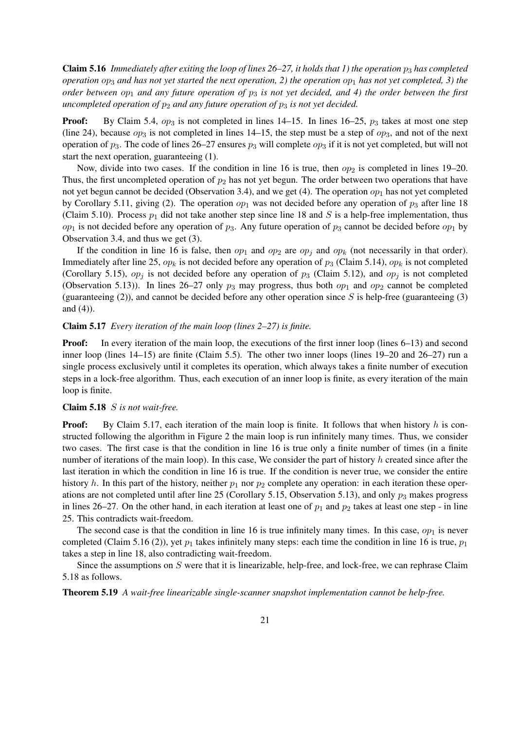**Claim 5.16** *Immediately after exiting the loop of lines 26–27, it holds that 1) the operation $p_3$ has completed operation $op_3$ and has not yet started the next operation, 2) the operation $op_1$ has not yet completed, 3) the order between $op_1$ and any future operation of $p_3$ is not yet decided, and 4) the order between the first uncompleted operation of $p_2$ and any future operation of $p_3$ is not yet decided.*

**Proof:** By Claim 5.4, $op_3$ is not completed in lines 14–15. In lines 16–25, $p_3$ takes at most one step (line 24), because $op_3$ is not completed in lines 14–15, the step must be a step of $op_3$, and not of the next operation of $p_3$. The code of lines 26–27 ensures $p_3$ will complete $op_3$ if it is not yet completed, but will not start the next operation, guaranteeing (1).

Now, divide into two cases. If the condition in line 16 is true, then $op_2$ is completed in lines 19–20. Thus, the first uncompleted operation of $p_2$ has not yet begun. The order between two operations that have not yet begun cannot be decided (Observation 3.4), and we get (4). The operation $op_1$ has not yet completed by Corollary 5.11, giving (2). The operation $op_1$ was not decided before any operation of $p_3$ after line 18 (Claim 5.10). Process $p_1$ did not take another step since line 18 and $S$ is a help-free implementation, thus $op_1$ is not decided before any operation of $p_3$. Any future operation of $p_3$ cannot be decided before $op_1$ by Observation 3.4, and thus we get (3).

If the condition in line 16 is false, then $op_1$ and $op_2$ are $op_j$ and $op_k$ (not necessarily in that order). Immediately after line 25, $op_k$ is not decided before any operation of $p_3$ (Claim 5.14), $op_k$ is not completed (Corollary 5.15), $op_j$ is not decided before any operation of $p_3$ (Claim 5.12), and $op_j$ is not completed (Observation 5.13)). In lines 26–27 only $p_3$ may progress, thus both $op_1$ and $op_2$ cannot be completed (guaranteeing (2)), and cannot be decided before any other operation since $S$ is help-free (guaranteeing (3) and (4)).

**Claim 5.17** *Every iteration of the main loop (lines 2–27) is finite.*

**Proof:** In every iteration of the main loop, the executions of the first inner loop (lines 6–13) and second inner loop (lines 14–15) are finite (Claim 5.5). The other two inner loops (lines 19–20 and 26–27) run a single process exclusively until it completes its operation, which always takes a finite number of execution steps in a lock-free algorithm. Thus, each execution of an inner loop is finite, as every iteration of the main loop is finite.

**Claim 5.18** *$S$ is not wait-free.*

**Proof:** By Claim 5.17, each iteration of the main loop is finite. It follows that when history $h$ is constructed following the algorithm in Figure 2 the main loop is run infinitely many times. Thus, we consider two cases. The first case is that the condition in line 16 is true only a finite number of times (in a finite number of iterations of the main loop). In this case, We consider the part of history $h$ created since after the last iteration in which the condition in line 16 is true. If the condition is never true, we consider the entire history $h$. In this part of the history, neither $p_1$ nor $p_2$ complete any operation: in each iteration these operations are not completed until after line 25 (Corollary 5.15, Observation 5.13), and only $p_3$ makes progress in lines 26–27. On the other hand, in each iteration at least one of $p_1$ and $p_2$ takes at least one step - in line 25. This contradicts wait-freedom.

The second case is that the condition in line 16 is true infinitely many times. In this case, $op_1$ is never completed (Claim 5.16 (2)), yet $p_1$ takes infinitely many steps: each time the condition in line 16 is true, $p_1$ takes a step in line 18, also contradicting wait-freedom.

Since the assumptions on $S$ were that it is linearizable, help-free, and lock-free, we can rephrase Claim 5.18 as follows.

**Theorem 5.19** *A wait-free linearizable single-scanner snapshot implementation cannot be help-free.*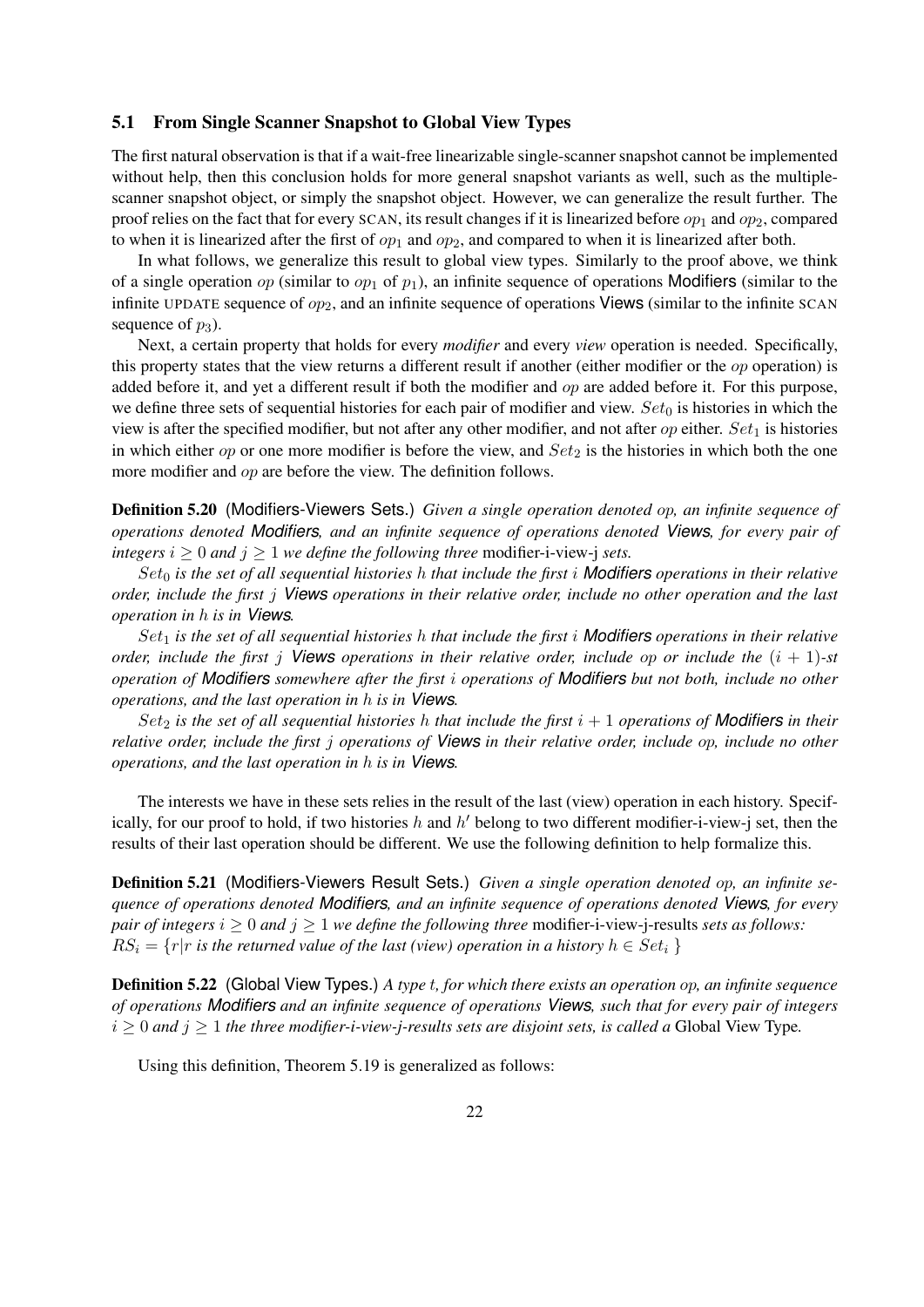### 5.1 From Single Scanner Snapshot to Global View Types

The first natural observation is that if a wait-free linearizable single-scanner snapshot cannot be implemented without help, then this conclusion holds for more general snapshot variants as well, such as the multiple-scanner snapshot object, or simply the snapshot object. However, we can generalize the result further. The proof relies on the fact that for every SCAN, its result changes if it is linearized before $op_1$ and $op_2$, compared to when it is linearized after the first of $op_1$ and $op_2$, and compared to when it is linearized after both.

In what follows, we generalize this result to global view types. Similarly to the proof above, we think of a single operation $op$ (similar to $op_1$ of $p_1$), an infinite sequence of operations Modifiers (similar to the infinite UPDATE sequence of $op_2$, and an infinite sequence of operations Views (similar to the infinite SCAN sequence of $p_3$).

Next, a certain property that holds for every *modifier* and every *view* operation is needed. Specifically, this property states that the view returns a different result if another (either modifier or the $op$ operation) is added before it, and yet a different result if both the modifier and $op$ are added before it. For this purpose, we define three sets of sequential histories for each pair of modifier and view. $Set_0$ is histories in which the view is after the specified modifier, but not after any other modifier, and not after $op$ either. $Set_1$ is histories in which either $op$ or one more modifier is before the view, and $Set_2$ is the histories in which both the one more modifier and $op$ are before the view. The definition follows.

**Definition 5.20** (Modifiers-Viewers Sets.) *Given a single operation denoted $op$, an infinite sequence of operations denoted Modifiers, and an infinite sequence of operations denoted Views, for every pair of integers $i \geq 0$ and $j \geq 1$ we define the following three* modifier-i-view-j *sets.*

*$Set_0$ is the set of all sequential histories $h$ that include the first $i$ Modifiers operations in their relative order, include the first $j$ Views operations in their relative order, include no other operation and the last operation in $h$ is in Views.*

*$Set_1$ is the set of all sequential histories $h$ that include the first $i$ Modifiers operations in their relative order, include the first $j$ Views operations in their relative order, include $op$ or include the $(i+1)$-st operation of Modifiers somewhere after the first $i$ operations of Modifiers but not both, include no other operations, and the last operation in $h$ is in Views.*

*$Set_2$ is the set of all sequential histories $h$ that include the first $i+1$ operations of Modifiers in their relative order, include the first $j$ operations of Views in their relative order, include $op$, include no other operations, and the last operation in $h$ is in Views.*

The interests we have in these sets relies in the result of the last (view) operation in each history. Specifically, for our proof to hold, if two histories $h$ and $h'$ belong to two different modifier-i-view-j set, then the results of their last operation should be different. We use the following definition to help formalize this.

**Definition 5.21** (Modifiers-Viewers Result Sets.) *Given a single operation denoted $op$, an infinite sequence of operations denoted Modifiers, and an infinite sequence of operations denoted Views, for every pair of integers $i \geq 0$ and $j \geq 1$ we define the following three* modifier-i-view-j-results *sets as follows:*
*$RS_i = \{r | r$ is the returned value of the last (view) operation in a history $h \in Set_i$ $\}$*

**Definition 5.22** (Global View Types.) *A type $t$, for which there exists an operation $op$, an infinite sequence of operations Modifiers and an infinite sequence of operations Views, such that for every pair of integers $i \geq 0$ and $j \geq 1$ the three modifier-i-view-j-results sets are disjoint sets, is called a* Global View Type*.*

Using this definition, Theorem 5.19 is generalized as follows: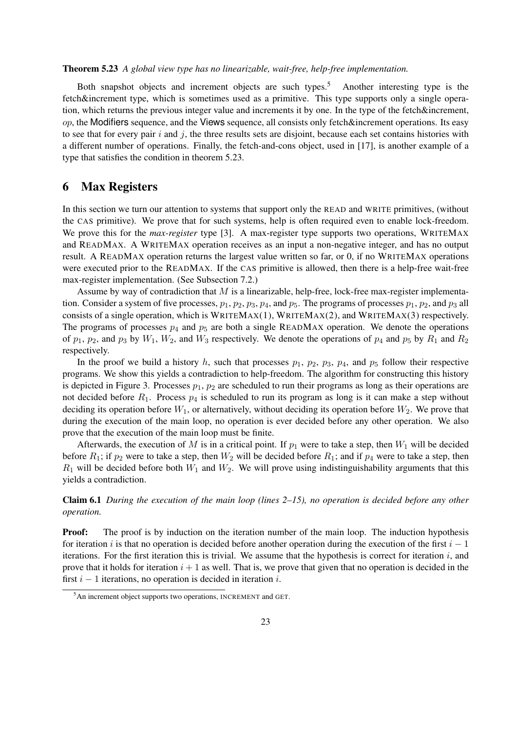**Theorem 5.23** *A global view type has no linearizable, wait-free, help-free implementation.*

Both snapshot objects and increment objects are such types.[5] Another interesting type is the fetch&increment type, which is sometimes used as a primitive. This type supports only a single operation, which returns the previous integer value and increments it by one. In the type of the fetch&increment, $op$, the Modifiers sequence, and the Views sequence, all consists only fetch&increment operations. Its easy to see that for every pair $i$ and $j$, the three results sets are disjoint, because each set contains histories with a different number of operations. Finally, the fetch-and-cons object, used in [17], is another example of a type that satisfies the condition in theorem 5.23.

# 6 Max Registers

In this section we turn our attention to systems that support only the READ and WRITE primitives, (without the CAS primitive). We prove that for such systems, help is often required even to enable lock-freedom. We prove this for the *max-register* type [3]. A max-register type supports two operations, WRITEMAX and READMAX. A WRITEMAX operation receives as an input a non-negative integer, and has no output result. A READMAX operation returns the largest value written so far, or 0, if no WRITEMAX operations were executed prior to the READMAX. If the CAS primitive is allowed, then there is a help-free wait-free max-register implementation. (See Subsection 7.2.)

Assume by way of contradiction that $M$ is a linearizable, help-free, lock-free max-register implementation. Consider a system of five processes, $p_1$, $p_2$, $p_3$, $p_4$, and $p_5$. The programs of processes $p_1$, $p_2$, and $p_3$ all consists of a single operation, which is WRITEMAX(1), WRITEMAX(2), and WRITEMAX(3) respectively. The programs of processes $p_4$ and $p_5$ are both a single READMAX operation. We denote the operations of $p_1$, $p_2$, and $p_3$ by $W_1$, $W_2$, and $W_3$ respectively. We denote the operations of $p_4$ and $p_5$ by $R_1$ and $R_2$ respectively.

In the proof we build a history $h$, such that processes $p_1$, $p_2$, $p_3$, $p_4$, and $p_5$ follow their respective programs. We show this yields a contradiction to help-freedom. The algorithm for constructing this history is depicted in Figure 3. Processes $p_1$, $p_2$ are scheduled to run their programs as long as their operations are not decided before $R_1$. Process $p_4$ is scheduled to run its program as long is it can make a step without deciding its operation before $W_1$, or alternatively, without deciding its operation before $W_2$. We prove that during the execution of the main loop, no operation is ever decided before any other operation. We also prove that the execution of the main loop must be finite.

Afterwards, the execution of $M$ is in a critical point. If $p_1$ were to take a step, then $W_1$ will be decided before $R_1$; if $p_2$ were to take a step, then $W_2$ will be decided before $R_1$; and if $p_4$ were to take a step, then $R_1$ will be decided before both $W_1$ and $W_2$. We will prove using indistinguishability arguments that this yields a contradiction.

**Claim 6.1** *During the execution of the main loop (lines 2–15), no operation is decided before any other operation.*

**Proof:** The proof is by induction on the iteration number of the main loop. The induction hypothesis for iteration $i$ is that no operation is decided before another operation during the execution of the first $i-1$ iterations. For the first iteration this is trivial. We assume that the hypothesis is correct for iteration $i$, and prove that it holds for iteration $i+1$ as well. That is, we prove that given that no operation is decided in the first $i-1$ iterations, no operation is decided in iteration $i$.

[5] An increment object supports two operations, INCREMENT and GET.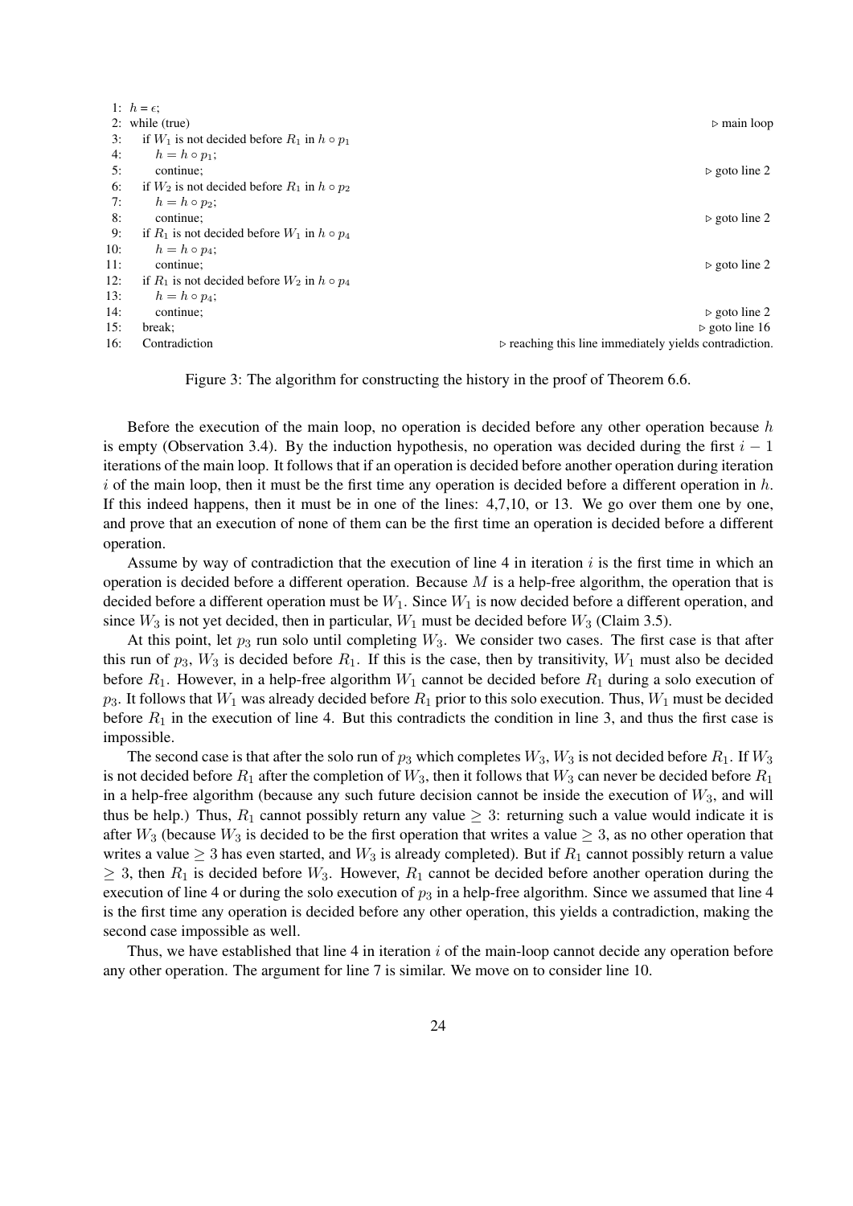```
1:  h = ε;
2:  while (true)                                          ▷ main loop
3:    if W1 is not decided before R1 in h ∘ p1
4:      h = h ∘ p1;
5:      continue;                                         ▷ goto line 2
6:    if W2 is not decided before R1 in h ∘ p2
7:      h = h ∘ p2;
8:      continue;                                         ▷ goto line 2
9:    if R1 is not decided before W1 in h ∘ p4
10:     h = h ∘ p4;
11:     continue;                                         ▷ goto line 2
12:   if R1 is not decided before W2 in h ∘ p4
13:     h = h ∘ p4;
14:     continue;                                         ▷ goto line 2
15:   break;                                              ▷ goto line 16
16:   Contradiction          ▷ reaching this line immediately yields contradiction.
```

Figure 3: The algorithm for constructing the history in the proof of Theorem 6.6.

Before the execution of the main loop, no operation is decided before any other operation because $h$ is empty (Observation 3.4). By the induction hypothesis, no operation was decided during the first $i-1$ iterations of the main loop. It follows that if an operation is decided before another operation during iteration $i$ of the main loop, then it must be the first time any operation is decided before a different operation in $h$. If this indeed happens, then it must be in one of the lines: 4,7,10, or 13. We go over them one by one, and prove that an execution of none of them can be the first time an operation is decided before a different operation.

Assume by way of contradiction that the execution of line 4 in iteration $i$ is the first time in which an operation is decided before a different operation. Because $M$ is a help-free algorithm, the operation that is decided before a different operation must be $W_1$. Since $W_1$ is now decided before a different operation, and since $W_3$ is not yet decided, then in particular, $W_1$ must be decided before $W_3$ (Claim 3.5).

At this point, let $p_3$ run solo until completing $W_3$. We consider two cases. The first case is that after this run of $p_3$, $W_3$ is decided before $R_1$. If this is the case, then by transitivity, $W_1$ must also be decided before $R_1$. However, in a help-free algorithm $W_1$ cannot be decided before $R_1$ during a solo execution of $p_3$. It follows that $W_1$ was already decided before $R_1$ prior to this solo execution. Thus, $W_1$ must be decided before $R_1$ in the execution of line 4. But this contradicts the condition in line 3, and thus the first case is impossible.

The second case is that after the solo run of $p_3$ which completes $W_3$, $W_3$ is not decided before $R_1$. If $W_3$ is not decided before $R_1$ after the completion of $W_3$, then it follows that $W_3$ can never be decided before $R_1$ in a help-free algorithm (because any such future decision cannot be inside the execution of $W_3$, and will thus be help.) Thus, $R_1$ cannot possibly return any value $\geq 3$: returning such a value would indicate it is after $W_3$ (because $W_3$ is decided to be the first operation that writes a value $\geq 3$, as no other operation that writes a value $\geq 3$ has even started, and $W_3$ is already completed). But if $R_1$ cannot possibly return a value $\geq 3$, then $R_1$ is decided before $W_3$. However, $R_1$ cannot be decided before another operation during the execution of line 4 or during the solo execution of $p_3$ in a help-free algorithm. Since we assumed that line 4 is the first time any operation is decided before any other operation, this yields a contradiction, making the second case impossible as well.

Thus, we have established that line 4 in iteration $i$ of the main-loop cannot decide any operation before any other operation. The argument for line 7 is similar. We move on to consider line 10.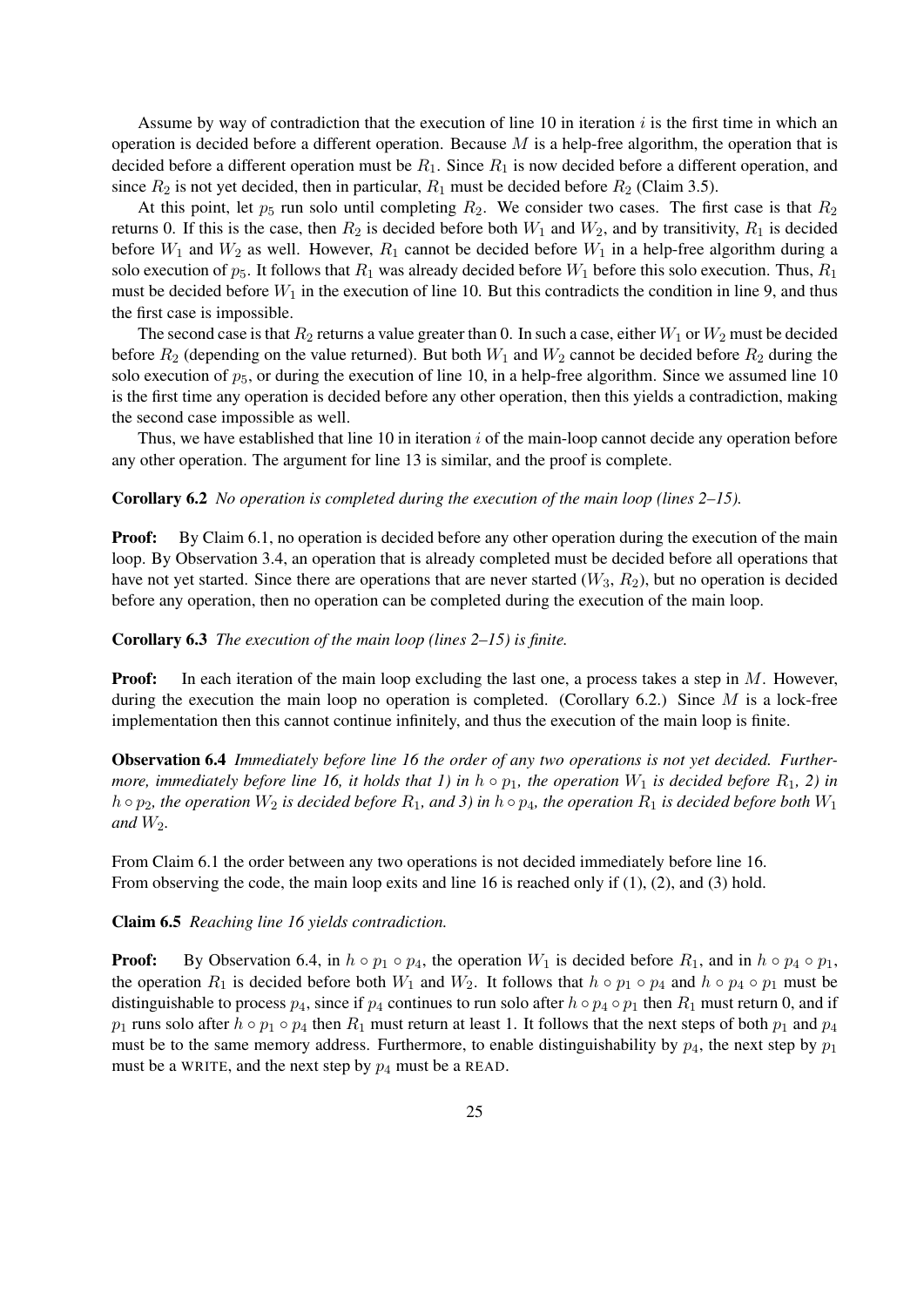Assume by way of contradiction that the execution of line 10 in iteration $i$ is the first time in which an operation is decided before a different operation. Because $M$ is a help-free algorithm, the operation that is decided before a different operation must be $R_1$. Since $R_1$ is now decided before a different operation, and since $R_2$ is not yet decided, then in particular, $R_1$ must be decided before $R_2$ (Claim 3.5).

At this point, let $p_5$ run solo until completing $R_2$. We consider two cases. The first case is that $R_2$ returns 0. If this is the case, then $R_2$ is decided before both $W_1$ and $W_2$, and by transitivity, $R_1$ is decided before $W_1$ and $W_2$ as well. However, $R_1$ cannot be decided before $W_1$ in a help-free algorithm during a solo execution of $p_5$. It follows that $R_1$ was already decided before $W_1$ before this solo execution. Thus, $R_1$ must be decided before $W_1$ in the execution of line 10. But this contradicts the condition in line 9, and thus the first case is impossible.

The second case is that $R_2$ returns a value greater than 0. In such a case, either $W_1$ or $W_2$ must be decided before $R_2$ (depending on the value returned). But both $W_1$ and $W_2$ cannot be decided before $R_2$ during the solo execution of $p_5$, or during the execution of line 10, in a help-free algorithm. Since we assumed line 10 is the first time any operation is decided before any other operation, then this yields a contradiction, making the second case impossible as well.

Thus, we have established that line 10 in iteration $i$ of the main-loop cannot decide any operation before any other operation. The argument for line 13 is similar, and the proof is complete.

**Corollary 6.2** *No operation is completed during the execution of the main loop (lines 2–15).*

**Proof:** By Claim 6.1, no operation is decided before any other operation during the execution of the main loop. By Observation 3.4, an operation that is already completed must be decided before all operations that have not yet started. Since there are operations that are never started ($W_3$, $R_2$), but no operation is decided before any operation, then no operation can be completed during the execution of the main loop.

**Corollary 6.3** *The execution of the main loop (lines 2–15) is finite.*

**Proof:** In each iteration of the main loop excluding the last one, a process takes a step in $M$. However, during the execution the main loop no operation is completed. (Corollary 6.2.) Since $M$ is a lock-free implementation then this cannot continue infinitely, and thus the execution of the main loop is finite.

**Observation 6.4** *Immediately before line 16 the order of any two operations is not yet decided. Furthermore, immediately before line 16, it holds that 1) in $h \circ p_1$, the operation $W_1$ is decided before $R_1$, 2) in $h \circ p_2$, the operation $W_2$ is decided before $R_1$, and 3) in $h \circ p_4$, the operation $R_1$ is decided before both $W_1$ and $W_2$.*

From Claim 6.1 the order between any two operations is not decided immediately before line 16.
From observing the code, the main loop exits and line 16 is reached only if (1), (2), and (3) hold.

**Claim 6.5** *Reaching line 16 yields contradiction.*

**Proof:** By Observation 6.4, in $h \circ p_1 \circ p_4$, the operation $W_1$ is decided before $R_1$, and in $h \circ p_4 \circ p_1$, the operation $R_1$ is decided before both $W_1$ and $W_2$. It follows that $h \circ p_1 \circ p_4$ and $h \circ p_4 \circ p_1$ must be distinguishable to process $p_4$, since if $p_4$ continues to run solo after $h \circ p_4 \circ p_1$ then $R_1$ must return 0, and if $p_1$ runs solo after $h \circ p_1 \circ p_4$ then $R_1$ must return at least 1. It follows that the next steps of both $p_1$ and $p_4$ must be to the same memory address. Furthermore, to enable distinguishability by $p_4$, the next step by $p_1$ must be a WRITE, and the next step by $p_4$ must be a READ.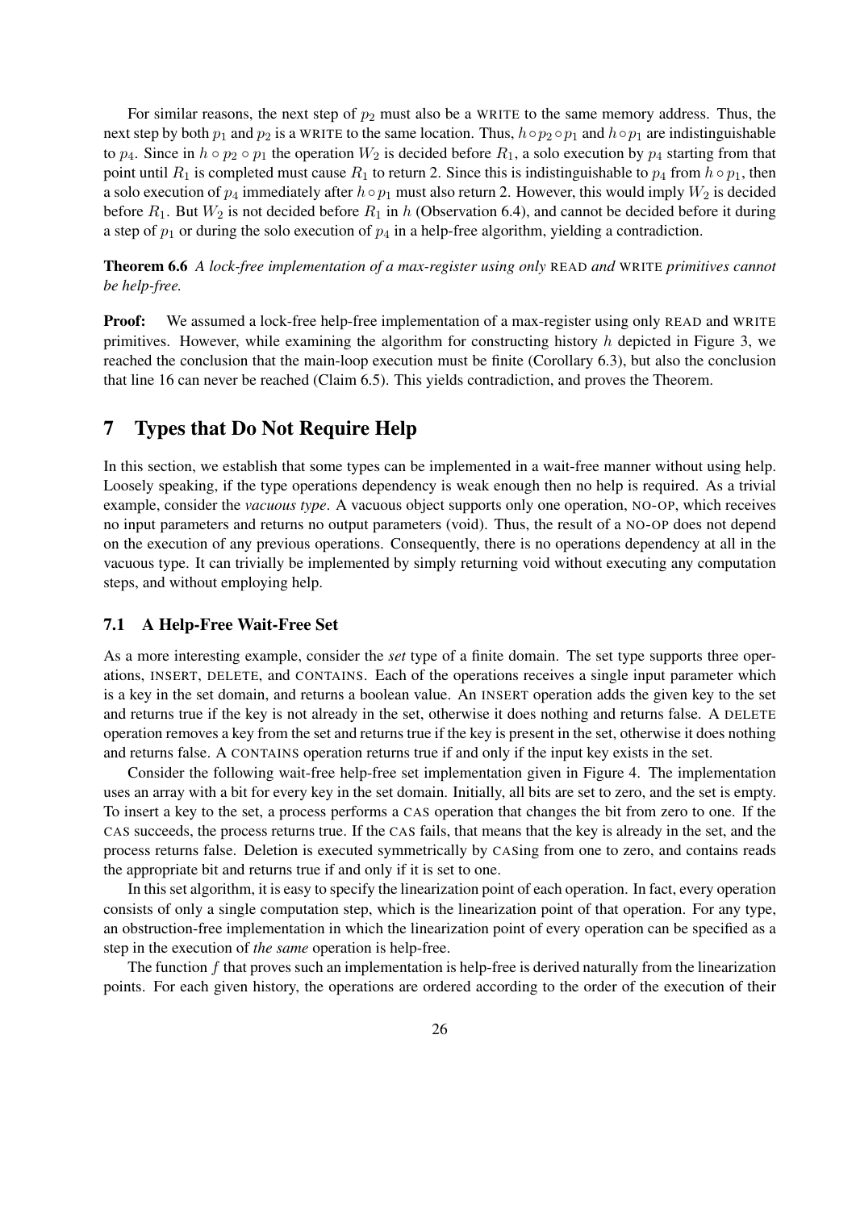For similar reasons, the next step of $p_2$ must also be a WRITE to the same memory address. Thus, the next step by both $p_1$ and $p_2$ is a WRITE to the same location. Thus, $h \circ p_2 \circ p_1$ and $h \circ p_1$ are indistinguishable to $p_4$. Since in $h \circ p_2 \circ p_1$ the operation $W_2$ is decided before $R_1$, a solo execution by $p_4$ starting from that point until $R_1$ is completed must cause $R_1$ to return 2. Since this is indistinguishable to $p_4$ from $h \circ p_1$, then a solo execution of $p_4$ immediately after $h \circ p_1$ must also return 2. However, this would imply $W_2$ is decided before $R_1$. But $W_2$ is not decided before $R_1$ in $h$ (Observation 6.4), and cannot be decided before it during a step of $p_1$ or during the solo execution of $p_4$ in a help-free algorithm, yielding a contradiction.

**Theorem 6.6** *A lock-free implementation of a max-register using only* READ *and* WRITE *primitives cannot be help-free.*

**Proof:** We assumed a lock-free help-free implementation of a max-register using only READ and WRITE primitives. However, while examining the algorithm for constructing history $h$ depicted in Figure 3, we reached the conclusion that the main-loop execution must be finite (Corollary 6.3), but also the conclusion that line 16 can never be reached (Claim 6.5). This yields contradiction, and proves the Theorem.

# 7 Types that Do Not Require Help

In this section, we establish that some types can be implemented in a wait-free manner without using help. Loosely speaking, if the type operations dependency is weak enough then no help is required. As a trivial example, consider the *vacuous type*. A vacuous object supports only one operation, NO-OP, which receives no input parameters and returns no output parameters (void). Thus, the result of a NO-OP does not depend on the execution of any previous operations. Consequently, there is no operations dependency at all in the vacuous type. It can trivially be implemented by simply returning void without executing any computation steps, and without employing help.

## 7.1 A Help-Free Wait-Free Set

As a more interesting example, consider the *set* type of a finite domain. The set type supports three operations, INSERT, DELETE, and CONTAINS. Each of the operations receives a single input parameter which is a key in the set domain, and returns a boolean value. An INSERT operation adds the given key to the set and returns true if the key is not already in the set, otherwise it does nothing and returns false. A DELETE operation removes a key from the set and returns true if the key is present in the set, otherwise it does nothing and returns false. A CONTAINS operation returns true if and only if the input key exists in the set.

Consider the following wait-free help-free set implementation given in Figure 4. The implementation uses an array with a bit for every key in the set domain. Initially, all bits are set to zero, and the set is empty. To insert a key to the set, a process performs a CAS operation that changes the bit from zero to one. If the CAS succeeds, the process returns true. If the CAS fails, that means that the key is already in the set, and the process returns false. Deletion is executed symmetrically by CASing from one to zero, and contains reads the appropriate bit and returns true if and only if it is set to one.

In this set algorithm, it is easy to specify the linearization point of each operation. In fact, every operation consists of only a single computation step, which is the linearization point of that operation. For any type, an obstruction-free implementation in which the linearization point of every operation can be specified as a step in the execution of *the same* operation is help-free.

The function $f$ that proves such an implementation is help-free is derived naturally from the linearization points. For each given history, the operations are ordered according to the order of the execution of their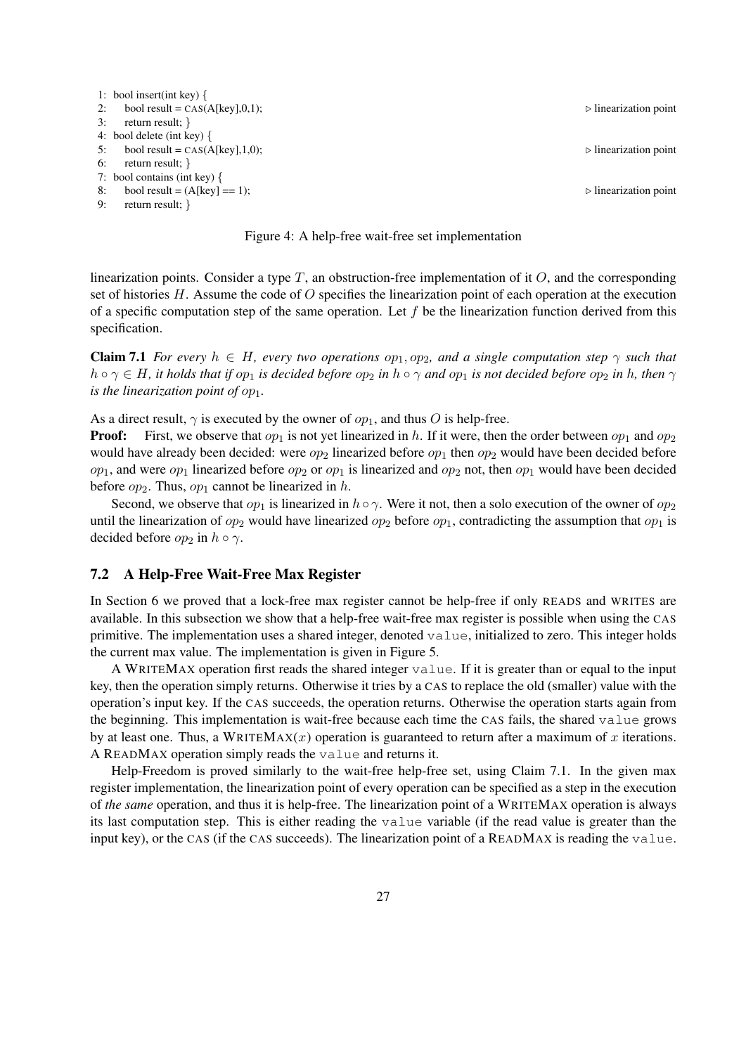```
1: bool insert(int key) {
2:     bool result = CAS(A[key],0,1);                    ▷ linearization point
3:     return result; }
4: bool delete (int key) {
5:     bool result = CAS(A[key],1,0);                    ▷ linearization point
6:     return result; }
7: bool contains (int key) {
8:     bool result = (A[key] == 1);                      ▷ linearization point
9:     return result; }
```

Figure 4: A help-free wait-free set implementation

linearization points. Consider a type $T$, an obstruction-free implementation of it $O$, and the corresponding set of histories $H$. Assume the code of $O$ specifies the linearization point of each operation at the execution of a specific computation step of the same operation. Let $f$ be the linearization function derived from this specification.

**Claim 7.1** *For every $h \in H$, every two operations $op_1, op_2$, and a single computation step $\gamma$ such that $h \circ \gamma \in H$, it holds that if $op_1$ is decided before $op_2$ in $h \circ \gamma$ and $op_1$ is not decided before $op_2$ in $h$, then $\gamma$ is the linearization point of $op_1$.*

As a direct result, $\gamma$ is executed by the owner of $op_1$, and thus $O$ is help-free.

**Proof:** First, we observe that $op_1$ is not yet linearized in $h$. If it were, then the order between $op_1$ and $op_2$ would have already been decided: were $op_2$ linearized before $op_1$ then $op_2$ would have been decided before $op_1$, and were $op_1$ linearized before $op_2$ or $op_1$ is linearized and $op_2$ not, then $op_1$ would have been decided before $op_2$. Thus, $op_1$ cannot be linearized in $h$.

Second, we observe that $op_1$ is linearized in $h \circ \gamma$. Were it not, then a solo execution of the owner of $op_2$ until the linearization of $op_2$ would have linearized $op_2$ before $op_1$, contradicting the assumption that $op_1$ is decided before $op_2$ in $h \circ \gamma$.

## 7.2 A Help-Free Wait-Free Max Register

In Section 6 we proved that a lock-free max register cannot be help-free if only READS and WRITES are available. In this subsection we show that a help-free wait-free max register is possible when using the CAS primitive. The implementation uses a shared integer, denoted `value`, initialized to zero. This integer holds the current max value. The implementation is given in Figure 5.

A WRITEMAX operation first reads the shared integer `value`. If it is greater than or equal to the input key, then the operation simply returns. Otherwise it tries by a CAS to replace the old (smaller) value with the operation's input key. If the CAS succeeds, the operation returns. Otherwise the operation starts again from the beginning. This implementation is wait-free because each time the CAS fails, the shared `value` grows by at least one. Thus, a WRITEMAX($x$) operation is guaranteed to return after a maximum of $x$ iterations. A READMAX operation simply reads the `value` and returns it.

Help-Freedom is proved similarly to the wait-free help-free set, using Claim 7.1. In the given max register implementation, the linearization point of every operation can be specified as a step in the execution of *the same* operation, and thus it is help-free. The linearization point of a WRITEMAX operation is always its last computation step. This is either reading the `value` variable (if the read value is greater than the input key), or the CAS (if the CAS succeeds). The linearization point of a READMAX is reading the `value`.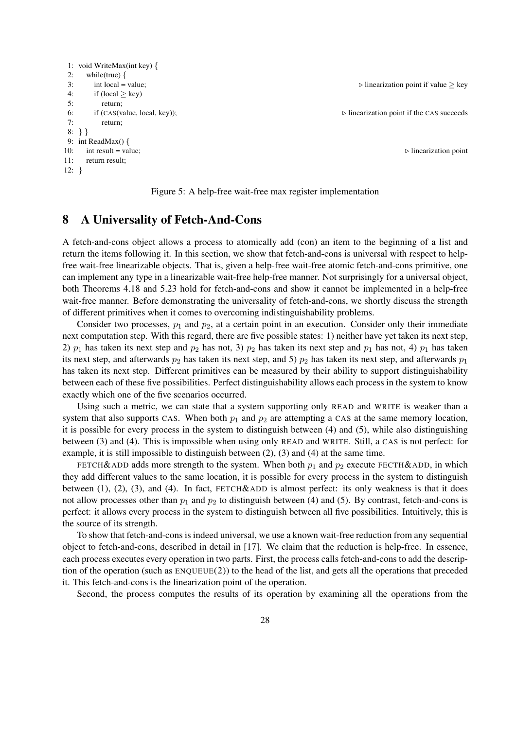```
1: void WriteMax(int key) {
2:    while(true) {
3:       int local = value;                        ▷ linearization point if value ≥ key
4:       if (local ≥ key)
5:          return;
6:       if (CAS(value, local, key));              ▷ linearization point if the CAS succeeds
7:          return;
8: } }
9: int ReadMax() {
10:    int result = value;                         ▷ linearization point
11:    return result;
12: }
```

Figure 5: A help-free wait-free max register implementation

# 8 A Universality of Fetch-And-Cons

A fetch-and-cons object allows a process to atomically add (con) an item to the beginning of a list and return the items following it. In this section, we show that fetch-and-cons is universal with respect to help-free wait-free linearizable objects. That is, given a help-free wait-free atomic fetch-and-cons primitive, one can implement any type in a linearizable wait-free help-free manner. Not surprisingly for a universal object, both Theorems 4.18 and 5.23 hold for fetch-and-cons and show it cannot be implemented in a help-free wait-free manner. Before demonstrating the universality of fetch-and-cons, we shortly discuss the strength of different primitives when it comes to overcoming indistinguishability problems.

Consider two processes, $p_1$ and $p_2$, at a certain point in an execution. Consider only their immediate next computation step. With this regard, there are five possible states: 1) neither have yet taken its next step, 2) $p_1$ has taken its next step and $p_2$ has not, 3) $p_2$ has taken its next step and $p_1$ has not, 4) $p_1$ has taken its next step, and afterwards $p_2$ has taken its next step, and 5) $p_2$ has taken its next step, and afterwards $p_1$ has taken its next step. Different primitives can be measured by their ability to support distinguishability between each of these five possibilities. Perfect distinguishability allows each process in the system to know exactly which one of the five scenarios occurred.

Using such a metric, we can state that a system supporting only READ and WRITE is weaker than a system that also supports CAS. When both $p_1$ and $p_2$ are attempting a CAS at the same memory location, it is possible for every process in the system to distinguish between (4) and (5), while also distinguishing between (3) and (4). This is impossible when using only READ and WRITE. Still, a CAS is not perfect: for example, it is still impossible to distinguish between (2), (3) and (4) at the same time.

FETCH&ADD adds more strength to the system. When both $p_1$ and $p_2$ execute FECTH&ADD, in which they add different values to the same location, it is possible for every process in the system to distinguish between (1), (2), (3), and (4). In fact, FETCH&ADD is almost perfect: its only weakness is that it does not allow processes other than $p_1$ and $p_2$ to distinguish between (4) and (5). By contrast, fetch-and-cons is perfect: it allows every process in the system to distinguish between all five possibilities. Intuitively, this is the source of its strength.

To show that fetch-and-cons is indeed universal, we use a known wait-free reduction from any sequential object to fetch-and-cons, described in detail in [17]. We claim that the reduction is help-free. In essence, each process executes every operation in two parts. First, the process calls fetch-and-cons to add the description of the operation (such as ENQUEUE(2)) to the head of the list, and gets all the operations that preceded it. This fetch-and-cons is the linearization point of the operation.

Second, the process computes the results of its operation by examining all the operations from the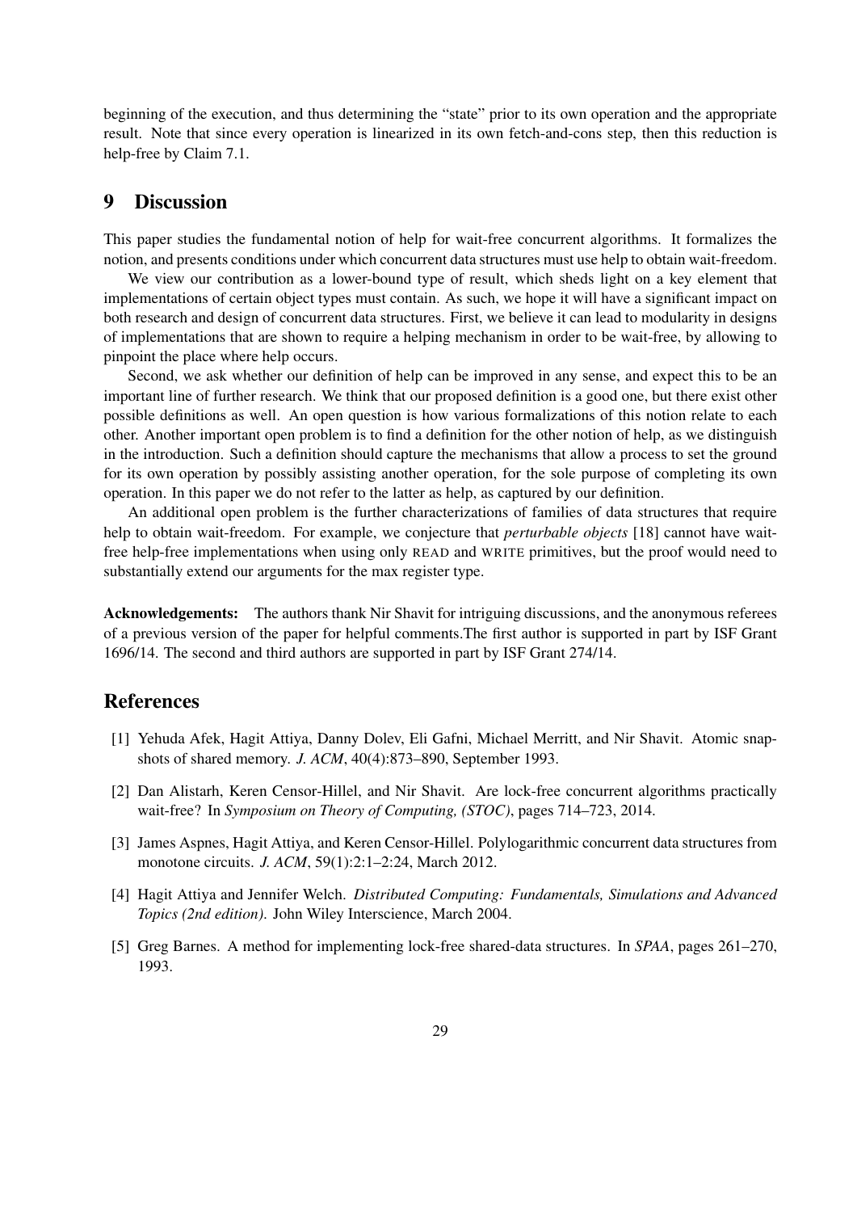beginning of the execution, and thus determining the "state" prior to its own operation and the appropriate result. Note that since every operation is linearized in its own fetch-and-cons step, then this reduction is help-free by Claim 7.1.

## 9 Discussion

This paper studies the fundamental notion of help for wait-free concurrent algorithms. It formalizes the notion, and presents conditions under which concurrent data structures must use help to obtain wait-freedom.

We view our contribution as a lower-bound type of result, which sheds light on a key element that implementations of certain object types must contain. As such, we hope it will have a significant impact on both research and design of concurrent data structures. First, we believe it can lead to modularity in designs of implementations that are shown to require a helping mechanism in order to be wait-free, by allowing to pinpoint the place where help occurs.

Second, we ask whether our definition of help can be improved in any sense, and expect this to be an important line of further research. We think that our proposed definition is a good one, but there exist other possible definitions as well. An open question is how various formalizations of this notion relate to each other. Another important open problem is to find a definition for the other notion of help, as we distinguish in the introduction. Such a definition should capture the mechanisms that allow a process to set the ground for its own operation by possibly assisting another operation, for the sole purpose of completing its own operation. In this paper we do not refer to the latter as help, as captured by our definition.

An additional open problem is the further characterizations of families of data structures that require help to obtain wait-freedom. For example, we conjecture that *perturbable objects* [18] cannot have wait-free help-free implementations when using only READ and WRITE primitives, but the proof would need to substantially extend our arguments for the max register type.

**Acknowledgements:** The authors thank Nir Shavit for intriguing discussions, and the anonymous referees of a previous version of the paper for helpful comments.The first author is supported in part by ISF Grant 1696/14. The second and third authors are supported in part by ISF Grant 274/14.

## References

[1] Yehuda Afek, Hagit Attiya, Danny Dolev, Eli Gafni, Michael Merritt, and Nir Shavit. Atomic snapshots of shared memory. *J. ACM*, 40(4):873–890, September 1993.

[2] Dan Alistarh, Keren Censor-Hillel, and Nir Shavit. Are lock-free concurrent algorithms practically wait-free? In *Symposium on Theory of Computing, (STOC)*, pages 714–723, 2014.

[3] James Aspnes, Hagit Attiya, and Keren Censor-Hillel. Polylogarithmic concurrent data structures from monotone circuits. *J. ACM*, 59(1):2:1–2:24, March 2012.

[4] Hagit Attiya and Jennifer Welch. *Distributed Computing: Fundamentals, Simulations and Advanced Topics (2nd edition)*. John Wiley Interscience, March 2004.

[5] Greg Barnes. A method for implementing lock-free shared-data structures. In *SPAA*, pages 261–270, 1993.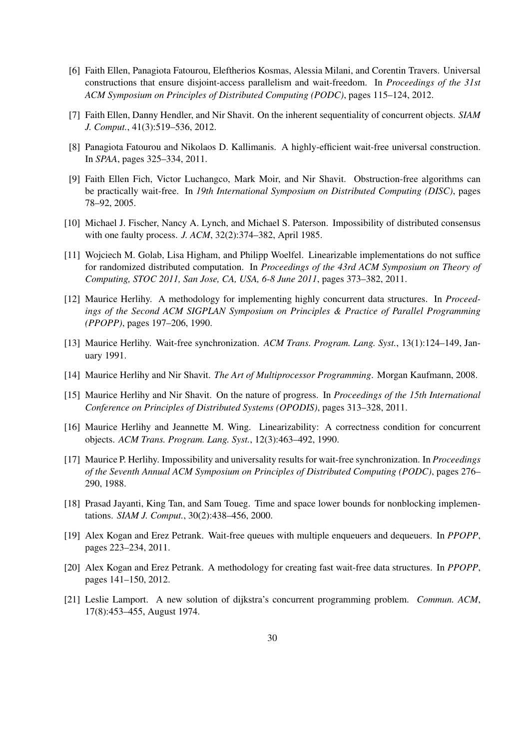[6] Faith Ellen, Panagiota Fatourou, Eleftherios Kosmas, Alessia Milani, and Corentin Travers. Universal constructions that ensure disjoint-access parallelism and wait-freedom. In *Proceedings of the 31st ACM Symposium on Principles of Distributed Computing (PODC)*, pages 115–124, 2012.

[7] Faith Ellen, Danny Hendler, and Nir Shavit. On the inherent sequentiality of concurrent objects. *SIAM J. Comput.*, 41(3):519–536, 2012.

[8] Panagiota Fatourou and Nikolaos D. Kallimanis. A highly-efficient wait-free universal construction. In *SPAA*, pages 325–334, 2011.

[9] Faith Ellen Fich, Victor Luchangco, Mark Moir, and Nir Shavit. Obstruction-free algorithms can be practically wait-free. In *19th International Symposium on Distributed Computing (DISC)*, pages 78–92, 2005.

[10] Michael J. Fischer, Nancy A. Lynch, and Michael S. Paterson. Impossibility of distributed consensus with one faulty process. *J. ACM*, 32(2):374–382, April 1985.

[11] Wojciech M. Golab, Lisa Higham, and Philipp Woelfel. Linearizable implementations do not suffice for randomized distributed computation. In *Proceedings of the 43rd ACM Symposium on Theory of Computing, STOC 2011, San Jose, CA, USA, 6-8 June 2011*, pages 373–382, 2011.

[12] Maurice Herlihy. A methodology for implementing highly concurrent data structures. In *Proceedings of the Second ACM SIGPLAN Symposium on Principles & Practice of Parallel Programming (PPOPP)*, pages 197–206, 1990.

[13] Maurice Herlihy. Wait-free synchronization. *ACM Trans. Program. Lang. Syst.*, 13(1):124–149, January 1991.

[14] Maurice Herlihy and Nir Shavit. *The Art of Multiprocessor Programming*. Morgan Kaufmann, 2008.

[15] Maurice Herlihy and Nir Shavit. On the nature of progress. In *Proceedings of the 15th International Conference on Principles of Distributed Systems (OPODIS)*, pages 313–328, 2011.

[16] Maurice Herlihy and Jeannette M. Wing. Linearizability: A correctness condition for concurrent objects. *ACM Trans. Program. Lang. Syst.*, 12(3):463–492, 1990.

[17] Maurice P. Herlihy. Impossibility and universality results for wait-free synchronization. In *Proceedings of the Seventh Annual ACM Symposium on Principles of Distributed Computing (PODC)*, pages 276–290, 1988.

[18] Prasad Jayanti, King Tan, and Sam Toueg. Time and space lower bounds for nonblocking implementations. *SIAM J. Comput.*, 30(2):438–456, 2000.

[19] Alex Kogan and Erez Petrank. Wait-free queues with multiple enqueuers and dequeuers. In *PPOPP*, pages 223–234, 2011.

[20] Alex Kogan and Erez Petrank. A methodology for creating fast wait-free data structures. In *PPOPP*, pages 141–150, 2012.

[21] Leslie Lamport. A new solution of dijkstra's concurrent programming problem. *Commun. ACM*, 17(8):453–455, August 1974.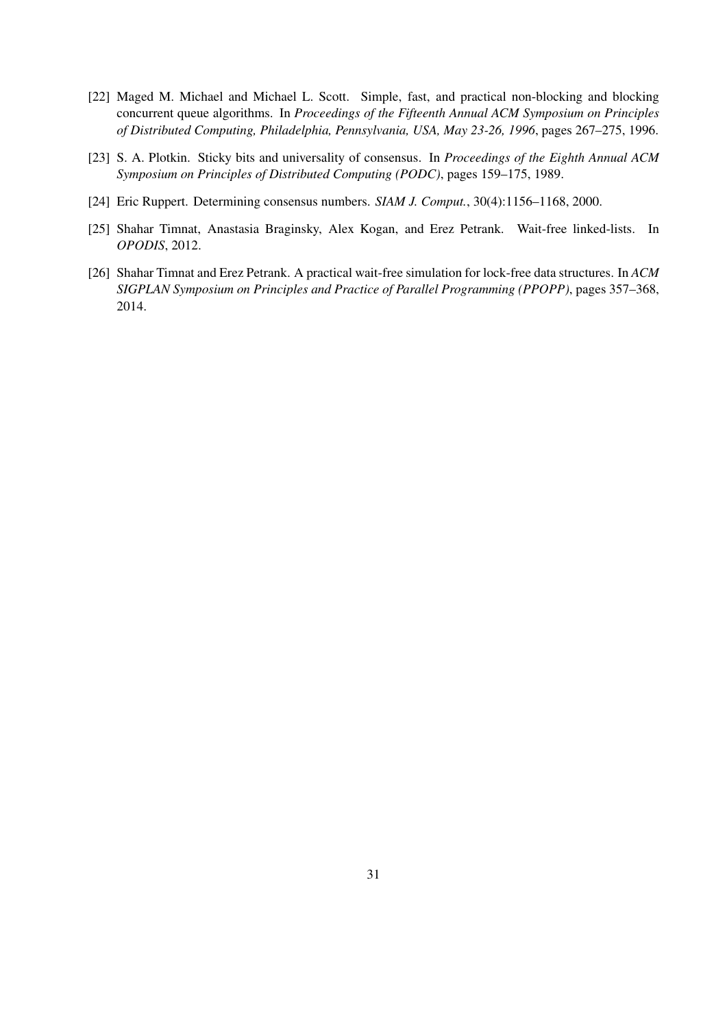[22] Maged M. Michael and Michael L. Scott. Simple, fast, and practical non-blocking and blocking concurrent queue algorithms. In *Proceedings of the Fifteenth Annual ACM Symposium on Principles of Distributed Computing, Philadelphia, Pennsylvania, USA, May 23-26, 1996*, pages 267–275, 1996.

[23] S. A. Plotkin. Sticky bits and universality of consensus. In *Proceedings of the Eighth Annual ACM Symposium on Principles of Distributed Computing (PODC)*, pages 159–175, 1989.

[24] Eric Ruppert. Determining consensus numbers. *SIAM J. Comput.*, 30(4):1156–1168, 2000.

[25] Shahar Timnat, Anastasia Braginsky, Alex Kogan, and Erez Petrank. Wait-free linked-lists. In *OPODIS*, 2012.

[26] Shahar Timnat and Erez Petrank. A practical wait-free simulation for lock-free data structures. In *ACM SIGPLAN Symposium on Principles and Practice of Parallel Programming (PPOPP)*, pages 357–368, 2014.